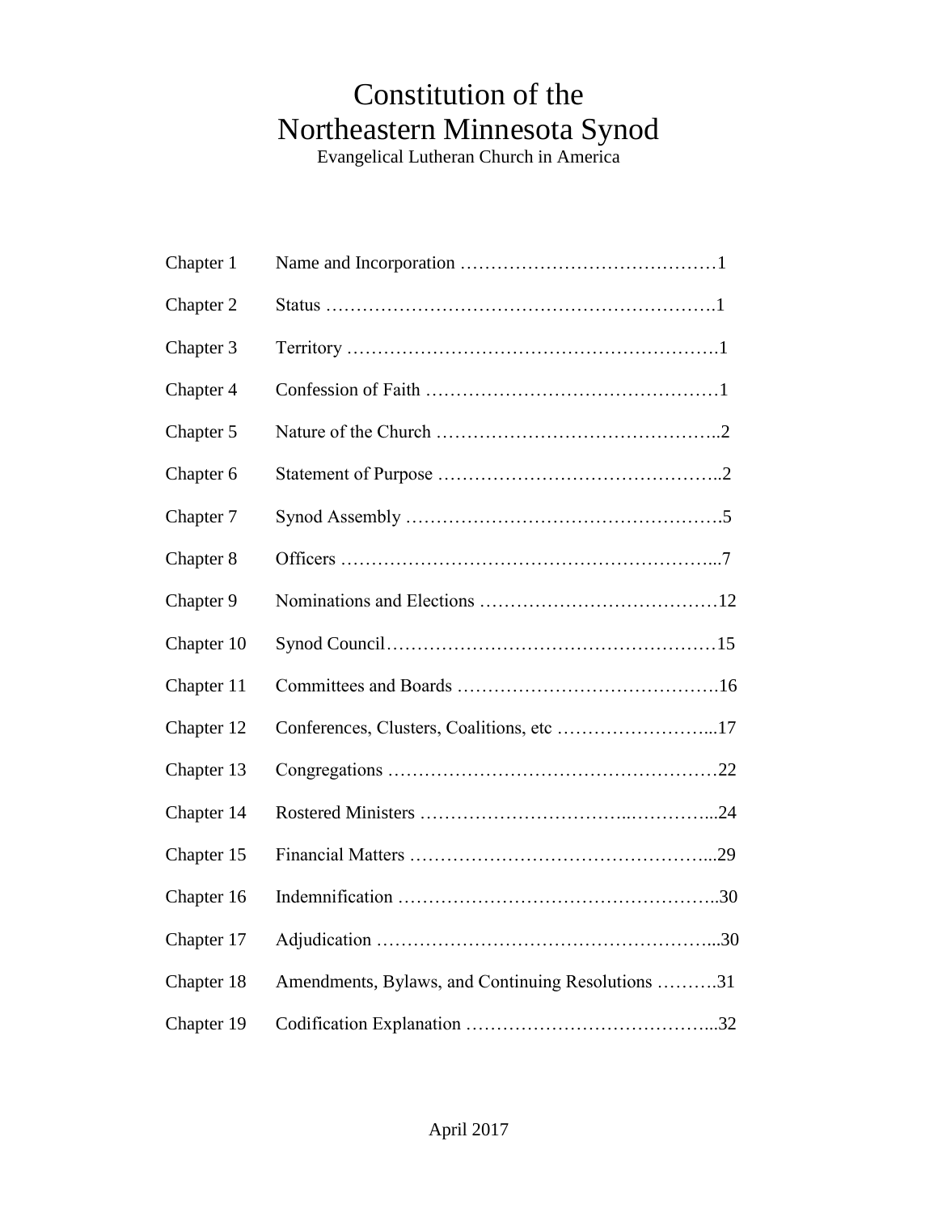# Constitution of the Northeastern Minnesota Synod

Evangelical Lutheran Church in America

| | | |
|---|---|---|
| Chapter 1 | Name and Incorporation | 1 |
| Chapter 2 | Status | 1 |
| Chapter 3 | Territory | 1 |
| Chapter 4 | Confession of Faith | 1 |
| Chapter 5 | Nature of the Church | 2 |
| Chapter 6 | Statement of Purpose | 2 |
| Chapter 7 | Synod Assembly | 5 |
| Chapter 8 | Officers | 7 |
| Chapter 9 | Nominations and Elections | 12 |
| Chapter 10 | Synod Council | 15 |
| Chapter 11 | Committees and Boards | 16 |
| Chapter 12 | Conferences, Clusters, Coalitions, etc | 17 |
| Chapter 13 | Congregations | 22 |
| Chapter 14 | Rostered Ministers | 24 |
| Chapter 15 | Financial Matters | 29 |
| Chapter 16 | Indemnification | 30 |
| Chapter 17 | Adjudication | 30 |
| Chapter 18 | Amendments, Bylaws, and Continuing Resolutions | 31 |
| Chapter 19 | Codification Explanation | 32 |

April 2017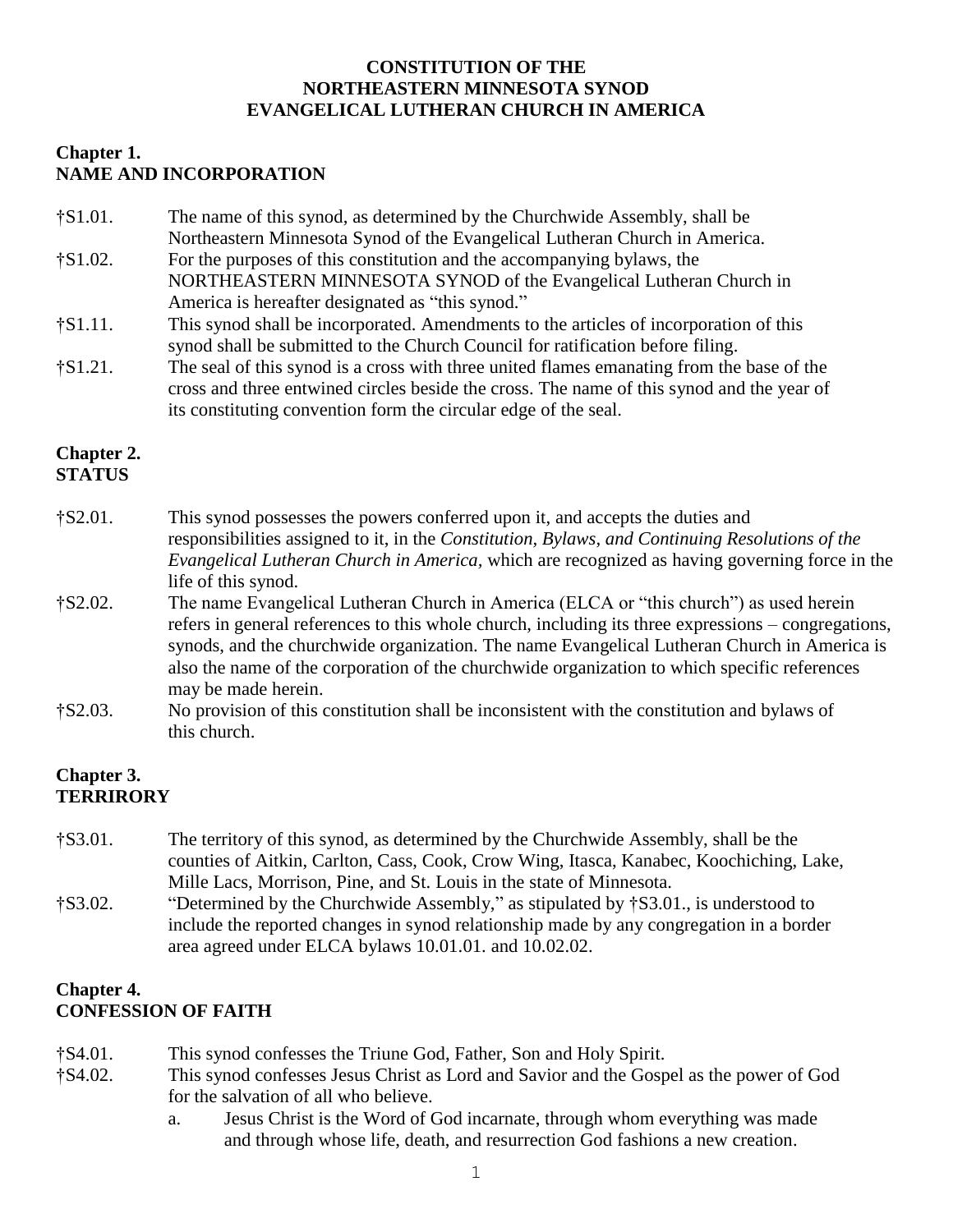# CONSTITUTION OF THE NORTHEASTERN MINNESOTA SYNOD EVANGELICAL LUTHERAN CHURCH IN AMERICA

## Chapter 1. NAME AND INCORPORATION

†S1.01. The name of this synod, as determined by the Churchwide Assembly, shall be Northeastern Minnesota Synod of the Evangelical Lutheran Church in America.

†S1.02. For the purposes of this constitution and the accompanying bylaws, the NORTHEASTERN MINNESOTA SYNOD of the Evangelical Lutheran Church in America is hereafter designated as "this synod."

†S1.11. This synod shall be incorporated. Amendments to the articles of incorporation of this synod shall be submitted to the Church Council for ratification before filing.

†S1.21. The seal of this synod is a cross with three united flames emanating from the base of the cross and three entwined circles beside the cross. The name of this synod and the year of its constituting convention form the circular edge of the seal.

## Chapter 2. STATUS

†S2.01. This synod possesses the powers conferred upon it, and accepts the duties and responsibilities assigned to it, in the *Constitution, Bylaws, and Continuing Resolutions of the Evangelical Lutheran Church in America,* which are recognized as having governing force in the life of this synod.

†S2.02. The name Evangelical Lutheran Church in America (ELCA or "this church") as used herein refers in general references to this whole church, including its three expressions – congregations, synods, and the churchwide organization. The name Evangelical Lutheran Church in America is also the name of the corporation of the churchwide organization to which specific references may be made herein.

†S2.03. No provision of this constitution shall be inconsistent with the constitution and bylaws of this church.

## Chapter 3. TERRIRORY

†S3.01. The territory of this synod, as determined by the Churchwide Assembly, shall be the counties of Aitkin, Carlton, Cass, Cook, Crow Wing, Itasca, Kanabec, Koochiching, Lake, Mille Lacs, Morrison, Pine, and St. Louis in the state of Minnesota.

†S3.02. "Determined by the Churchwide Assembly," as stipulated by †S3.01., is understood to include the reported changes in synod relationship made by any congregation in a border area agreed under ELCA bylaws 10.01.01. and 10.02.02.

## Chapter 4. CONFESSION OF FAITH

†S4.01. This synod confesses the Triune God, Father, Son and Holy Spirit.

†S4.02. This synod confesses Jesus Christ as Lord and Savior and the Gospel as the power of God for the salvation of all who believe.

a. Jesus Christ is the Word of God incarnate, through whom everything was made and through whose life, death, and resurrection God fashions a new creation.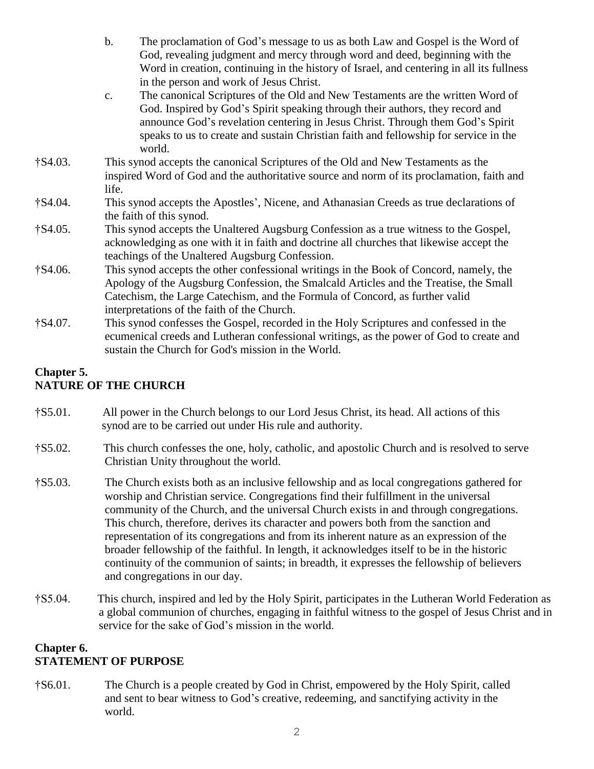b. The proclamation of God's message to us as both Law and Gospel is the Word of God, revealing judgment and mercy through word and deed, beginning with the Word in creation, continuing in the history of Israel, and centering in all its fullness in the person and work of Jesus Christ.

c. The canonical Scriptures of the Old and New Testaments are the written Word of God. Inspired by God's Spirit speaking through their authors, they record and announce God's revelation centering in Jesus Christ. Through them God's Spirit speaks to us to create and sustain Christian faith and fellowship for service in the world.

†S4.03. This synod accepts the canonical Scriptures of the Old and New Testaments as the inspired Word of God and the authoritative source and norm of its proclamation, faith and life.

†S4.04. This synod accepts the Apostles', Nicene, and Athanasian Creeds as true declarations of the faith of this synod.

†S4.05. This synod accepts the Unaltered Augsburg Confession as a true witness to the Gospel, acknowledging as one with it in faith and doctrine all churches that likewise accept the teachings of the Unaltered Augsburg Confession.

†S4.06. This synod accepts the other confessional writings in the Book of Concord, namely, the Apology of the Augsburg Confession, the Smalcald Articles and the Treatise, the Small Catechism, the Large Catechism, and the Formula of Concord, as further valid interpretations of the faith of the Church.

†S4.07. This synod confesses the Gospel, recorded in the Holy Scriptures and confessed in the ecumenical creeds and Lutheran confessional writings, as the power of God to create and sustain the Church for God's mission in the World.

## Chapter 5.
## NATURE OF THE CHURCH

†S5.01. All power in the Church belongs to our Lord Jesus Christ, its head. All actions of this synod are to be carried out under His rule and authority.

†S5.02. This church confesses the one, holy, catholic, and apostolic Church and is resolved to serve Christian Unity throughout the world.

†S5.03. The Church exists both as an inclusive fellowship and as local congregations gathered for worship and Christian service. Congregations find their fulfillment in the universal community of the Church, and the universal Church exists in and through congregations. This church, therefore, derives its character and powers both from the sanction and representation of its congregations and from its inherent nature as an expression of the broader fellowship of the faithful. In length, it acknowledges itself to be in the historic continuity of the communion of saints; in breadth, it expresses the fellowship of believers and congregations in our day.

†S5.04. This church, inspired and led by the Holy Spirit, participates in the Lutheran World Federation as a global communion of churches, engaging in faithful witness to the gospel of Jesus Christ and in service for the sake of God's mission in the world.

## Chapter 6.
## STATEMENT OF PURPOSE

†S6.01. The Church is a people created by God in Christ, empowered by the Holy Spirit, called and sent to bear witness to God's creative, redeeming, and sanctifying activity in the world.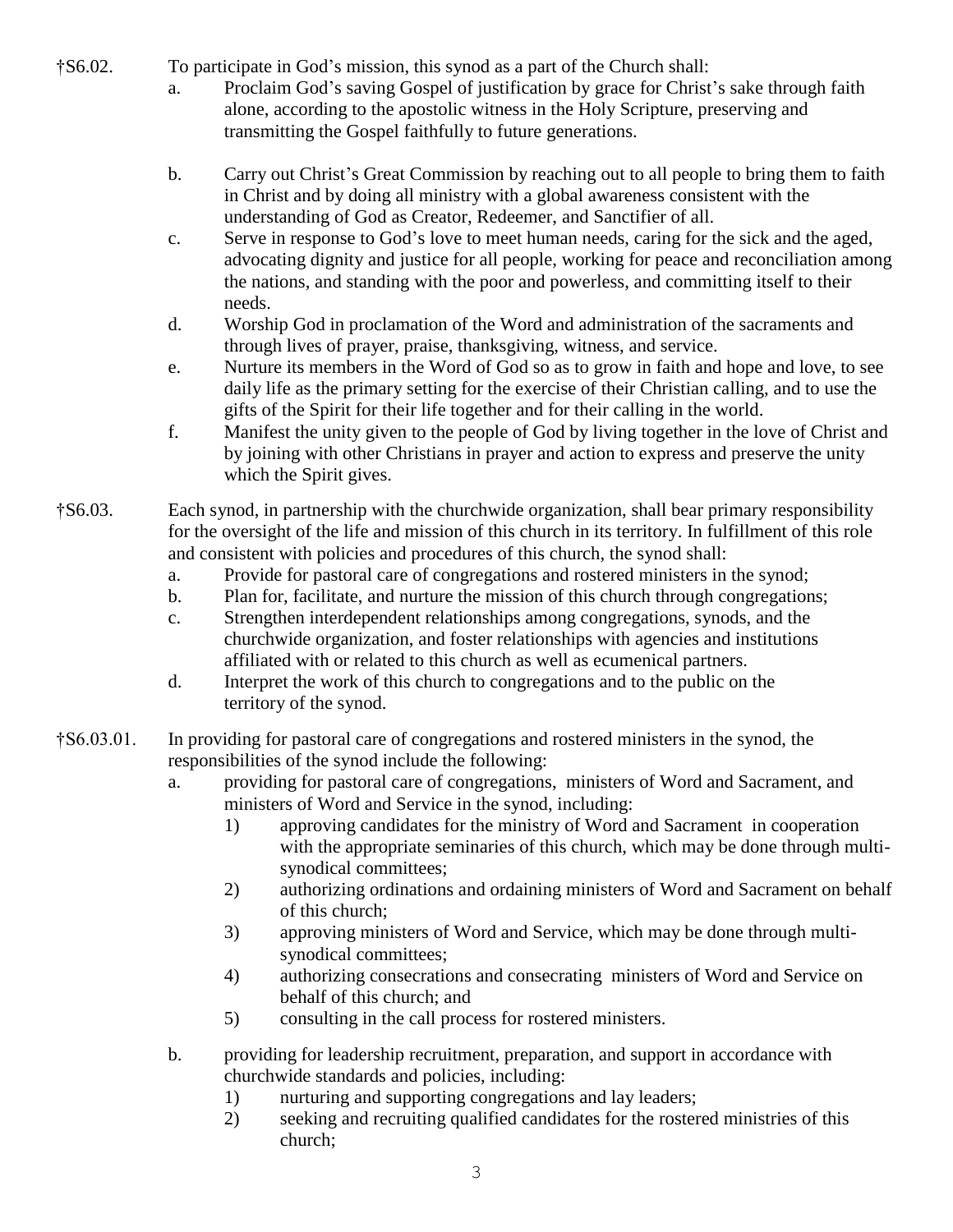†S6.02. To participate in God's mission, this synod as a part of the Church shall:

a. Proclaim God's saving Gospel of justification by grace for Christ's sake through faith alone, according to the apostolic witness in the Holy Scripture, preserving and transmitting the Gospel faithfully to future generations.

b. Carry out Christ's Great Commission by reaching out to all people to bring them to faith in Christ and by doing all ministry with a global awareness consistent with the understanding of God as Creator, Redeemer, and Sanctifier of all.

c. Serve in response to God's love to meet human needs, caring for the sick and the aged, advocating dignity and justice for all people, working for peace and reconciliation among the nations, and standing with the poor and powerless, and committing itself to their needs.

d. Worship God in proclamation of the Word and administration of the sacraments and through lives of prayer, praise, thanksgiving, witness, and service.

e. Nurture its members in the Word of God so as to grow in faith and hope and love, to see daily life as the primary setting for the exercise of their Christian calling, and to use the gifts of the Spirit for their life together and for their calling in the world.

f. Manifest the unity given to the people of God by living together in the love of Christ and by joining with other Christians in prayer and action to express and preserve the unity which the Spirit gives.

†S6.03. Each synod, in partnership with the churchwide organization, shall bear primary responsibility for the oversight of the life and mission of this church in its territory. In fulfillment of this role and consistent with policies and procedures of this church, the synod shall:

a. Provide for pastoral care of congregations and rostered ministers in the synod;

b. Plan for, facilitate, and nurture the mission of this church through congregations;

c. Strengthen interdependent relationships among congregations, synods, and the churchwide organization, and foster relationships with agencies and institutions affiliated with or related to this church as well as ecumenical partners.

d. Interpret the work of this church to congregations and to the public on the territory of the synod.

†S6.03.01. In providing for pastoral care of congregations and rostered ministers in the synod, the responsibilities of the synod include the following:

a. providing for pastoral care of congregations, ministers of Word and Sacrament, and ministers of Word and Service in the synod, including:
   1) approving candidates for the ministry of Word and Sacrament in cooperation with the appropriate seminaries of this church, which may be done through multi-synodical committees;
   2) authorizing ordinations and ordaining ministers of Word and Sacrament on behalf of this church;
   3) approving ministers of Word and Service, which may be done through multi-synodical committees;
   4) authorizing consecrations and consecrating ministers of Word and Service on behalf of this church; and
   5) consulting in the call process for rostered ministers.

b. providing for leadership recruitment, preparation, and support in accordance with churchwide standards and policies, including:
   1) nurturing and supporting congregations and lay leaders;
   2) seeking and recruiting qualified candidates for the rostered ministries of this church;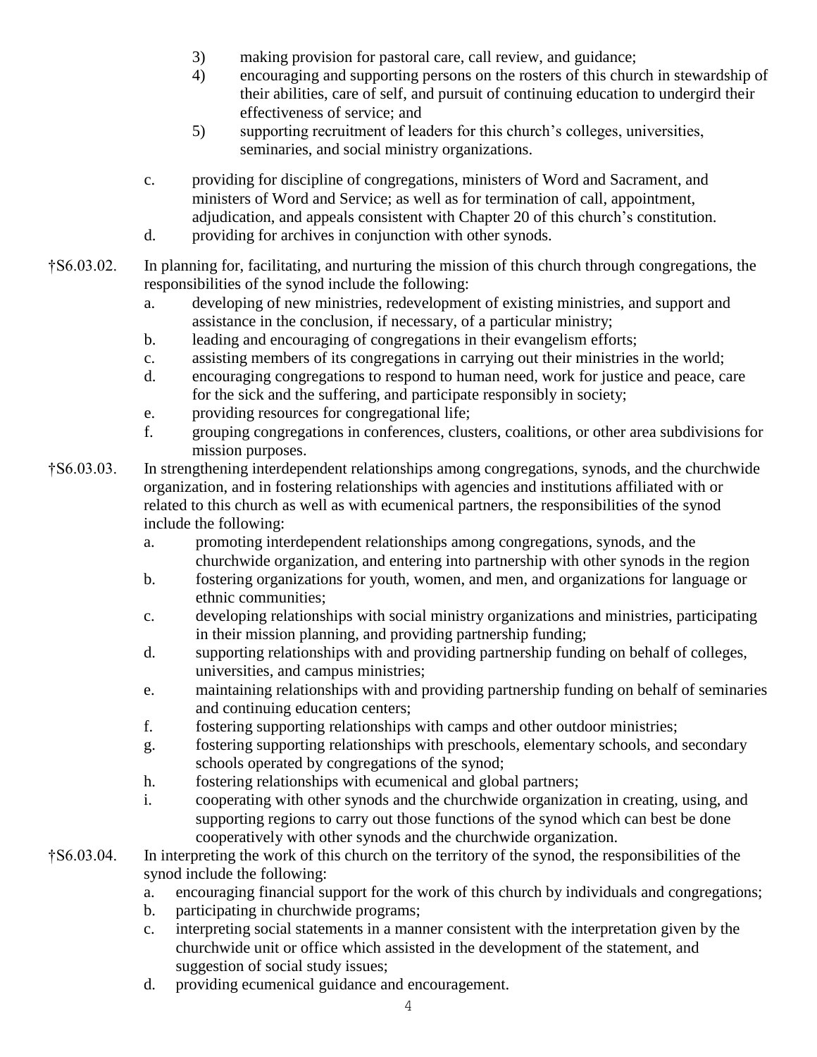3) making provision for pastoral care, call review, and guidance;
4) encouraging and supporting persons on the rosters of this church in stewardship of their abilities, care of self, and pursuit of continuing education to undergird their effectiveness of service; and
5) supporting recruitment of leaders for this church's colleges, universities, seminaries, and social ministry organizations.

c. providing for discipline of congregations, ministers of Word and Sacrament, and ministers of Word and Service; as well as for termination of call, appointment, adjudication, and appeals consistent with Chapter 20 of this church's constitution.
d. providing for archives in conjunction with other synods.

†S6.03.02. In planning for, facilitating, and nurturing the mission of this church through congregations, the responsibilities of the synod include the following:

a. developing of new ministries, redevelopment of existing ministries, and support and assistance in the conclusion, if necessary, of a particular ministry;
b. leading and encouraging of congregations in their evangelism efforts;
c. assisting members of its congregations in carrying out their ministries in the world;
d. encouraging congregations to respond to human need, work for justice and peace, care for the sick and the suffering, and participate responsibly in society;
e. providing resources for congregational life;
f. grouping congregations in conferences, clusters, coalitions, or other area subdivisions for mission purposes.

†S6.03.03. In strengthening interdependent relationships among congregations, synods, and the churchwide organization, and in fostering relationships with agencies and institutions affiliated with or related to this church as well as with ecumenical partners, the responsibilities of the synod include the following:

a. promoting interdependent relationships among congregations, synods, and the churchwide organization, and entering into partnership with other synods in the region
b. fostering organizations for youth, women, and men, and organizations for language or ethnic communities;
c. developing relationships with social ministry organizations and ministries, participating in their mission planning, and providing partnership funding;
d. supporting relationships with and providing partnership funding on behalf of colleges, universities, and campus ministries;
e. maintaining relationships with and providing partnership funding on behalf of seminaries and continuing education centers;
f. fostering supporting relationships with camps and other outdoor ministries;
g. fostering supporting relationships with preschools, elementary schools, and secondary schools operated by congregations of the synod;
h. fostering relationships with ecumenical and global partners;
i. cooperating with other synods and the churchwide organization in creating, using, and supporting regions to carry out those functions of the synod which can best be done cooperatively with other synods and the churchwide organization.

†S6.03.04. In interpreting the work of this church on the territory of the synod, the responsibilities of the synod include the following:

a. encouraging financial support for the work of this church by individuals and congregations;
b. participating in churchwide programs;
c. interpreting social statements in a manner consistent with the interpretation given by the churchwide unit or office which assisted in the development of the statement, and suggestion of social study issues;
d. providing ecumenical guidance and encouragement.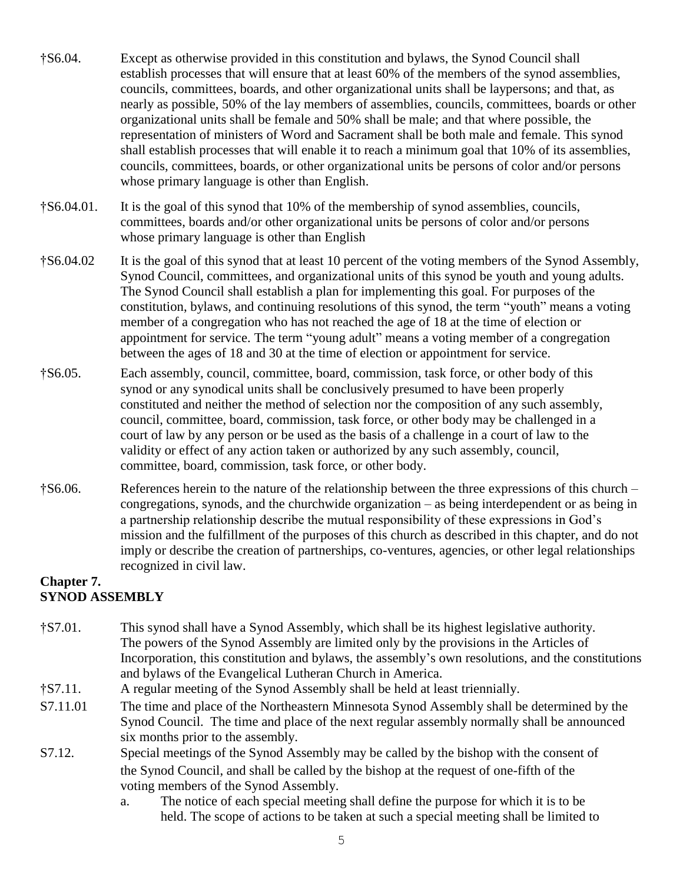†S6.04. Except as otherwise provided in this constitution and bylaws, the Synod Council shall establish processes that will ensure that at least 60% of the members of the synod assemblies, councils, committees, boards, and other organizational units shall be laypersons; and that, as nearly as possible, 50% of the lay members of assemblies, councils, committees, boards or other organizational units shall be female and 50% shall be male; and that where possible, the representation of ministers of Word and Sacrament shall be both male and female. This synod shall establish processes that will enable it to reach a minimum goal that 10% of its assemblies, councils, committees, boards, or other organizational units be persons of color and/or persons whose primary language is other than English.

†S6.04.01. It is the goal of this synod that 10% of the membership of synod assemblies, councils, committees, boards and/or other organizational units be persons of color and/or persons whose primary language is other than English

†S6.04.02 It is the goal of this synod that at least 10 percent of the voting members of the Synod Assembly, Synod Council, committees, and organizational units of this synod be youth and young adults. The Synod Council shall establish a plan for implementing this goal. For purposes of the constitution, bylaws, and continuing resolutions of this synod, the term "youth" means a voting member of a congregation who has not reached the age of 18 at the time of election or appointment for service. The term "young adult" means a voting member of a congregation between the ages of 18 and 30 at the time of election or appointment for service.

†S6.05. Each assembly, council, committee, board, commission, task force, or other body of this synod or any synodical units shall be conclusively presumed to have been properly constituted and neither the method of selection nor the composition of any such assembly, council, committee, board, commission, task force, or other body may be challenged in a court of law by any person or be used as the basis of a challenge in a court of law to the validity or effect of any action taken or authorized by any such assembly, council, committee, board, commission, task force, or other body.

†S6.06. References herein to the nature of the relationship between the three expressions of this church – congregations, synods, and the churchwide organization – as being interdependent or as being in a partnership relationship describe the mutual responsibility of these expressions in God's mission and the fulfillment of the purposes of this church as described in this chapter, and do not imply or describe the creation of partnerships, co-ventures, agencies, or other legal relationships recognized in civil law.

## Chapter 7.
## SYNOD ASSEMBLY

†S7.01. This synod shall have a Synod Assembly, which shall be its highest legislative authority. The powers of the Synod Assembly are limited only by the provisions in the Articles of Incorporation, this constitution and bylaws, the assembly's own resolutions, and the constitutions and bylaws of the Evangelical Lutheran Church in America.

†S7.11. A regular meeting of the Synod Assembly shall be held at least triennially.

S7.11.01 The time and place of the Northeastern Minnesota Synod Assembly shall be determined by the Synod Council. The time and place of the next regular assembly normally shall be announced six months prior to the assembly.

S7.12. Special meetings of the Synod Assembly may be called by the bishop with the consent of the Synod Council, and shall be called by the bishop at the request of one-fifth of the voting members of the Synod Assembly.

a. The notice of each special meeting shall define the purpose for which it is to be held. The scope of actions to be taken at such a special meeting shall be limited to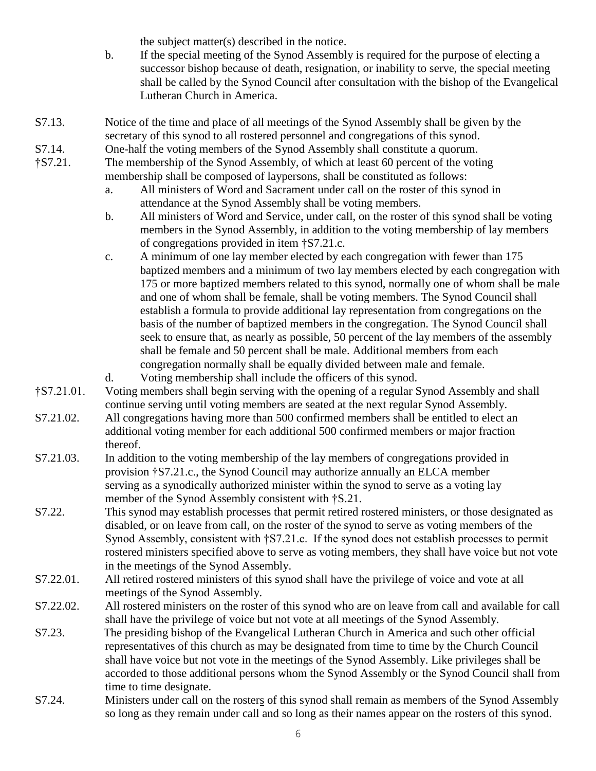the subject matter(s) described in the notice.

b. If the special meeting of the Synod Assembly is required for the purpose of electing a successor bishop because of death, resignation, or inability to serve, the special meeting shall be called by the Synod Council after consultation with the bishop of the Evangelical Lutheran Church in America.

S7.13. Notice of the time and place of all meetings of the Synod Assembly shall be given by the secretary of this synod to all rostered personnel and congregations of this synod.

S7.14. One-half the voting members of the Synod Assembly shall constitute a quorum.

†S7.21. The membership of the Synod Assembly, of which at least 60 percent of the voting membership shall be composed of laypersons, shall be constituted as follows:

a. All ministers of Word and Sacrament under call on the roster of this synod in attendance at the Synod Assembly shall be voting members.

b. All ministers of Word and Service, under call, on the roster of this synod shall be voting members in the Synod Assembly, in addition to the voting membership of lay members of congregations provided in item †S7.21.c.

c. A minimum of one lay member elected by each congregation with fewer than 175 baptized members and a minimum of two lay members elected by each congregation with 175 or more baptized members related to this synod, normally one of whom shall be male and one of whom shall be female, shall be voting members. The Synod Council shall establish a formula to provide additional lay representation from congregations on the basis of the number of baptized members in the congregation. The Synod Council shall seek to ensure that, as nearly as possible, 50 percent of the lay members of the assembly shall be female and 50 percent shall be male. Additional members from each congregation normally shall be equally divided between male and female.

d. Voting membership shall include the officers of this synod.

†S7.21.01. Voting members shall begin serving with the opening of a regular Synod Assembly and shall continue serving until voting members are seated at the next regular Synod Assembly.

S7.21.02. All congregations having more than 500 confirmed members shall be entitled to elect an additional voting member for each additional 500 confirmed members or major fraction thereof.

S7.21.03. In addition to the voting membership of the lay members of congregations provided in provision †S7.21.c., the Synod Council may authorize annually an ELCA member serving as a synodically authorized minister within the synod to serve as a voting lay member of the Synod Assembly consistent with †S.21.

S7.22. This synod may establish processes that permit retired rostered ministers, or those designated as disabled, or on leave from call, on the roster of the synod to serve as voting members of the Synod Assembly, consistent with †S7.21.c. If the synod does not establish processes to permit rostered ministers specified above to serve as voting members, they shall have voice but not vote in the meetings of the Synod Assembly.

S7.22.01. All retired rostered ministers of this synod shall have the privilege of voice and vote at all meetings of the Synod Assembly.

S7.22.02. All rostered ministers on the roster of this synod who are on leave from call and available for call shall have the privilege of voice but not vote at all meetings of the Synod Assembly.

S7.23. The presiding bishop of the Evangelical Lutheran Church in America and such other official representatives of this church as may be designated from time to time by the Church Council shall have voice but not vote in the meetings of the Synod Assembly. Like privileges shall be accorded to those additional persons whom the Synod Assembly or the Synod Council shall from time to time designate.

S7.24. Ministers under call on the rosters of this synod shall remain as members of the Synod Assembly so long as they remain under call and so long as their names appear on the rosters of this synod.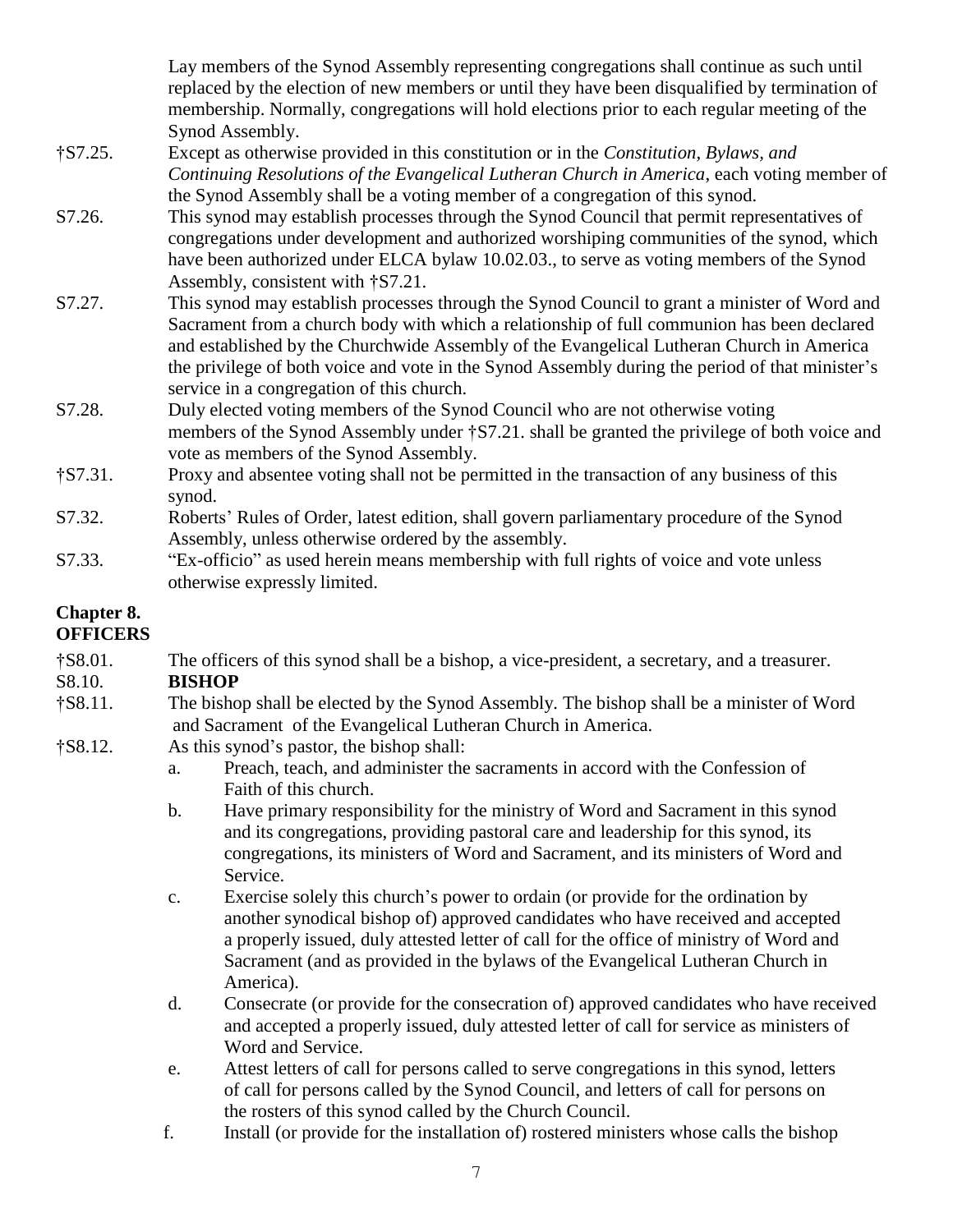Lay members of the Synod Assembly representing congregations shall continue as such until replaced by the election of new members or until they have been disqualified by termination of membership. Normally, congregations will hold elections prior to each regular meeting of the Synod Assembly.

†S7.25. Except as otherwise provided in this constitution or in the *Constitution, Bylaws, and Continuing Resolutions of the Evangelical Lutheran Church in America*, each voting member of the Synod Assembly shall be a voting member of a congregation of this synod.

S7.26. This synod may establish processes through the Synod Council that permit representatives of congregations under development and authorized worshiping communities of the synod, which have been authorized under ELCA bylaw 10.02.03., to serve as voting members of the Synod Assembly, consistent with †S7.21.

S7.27. This synod may establish processes through the Synod Council to grant a minister of Word and Sacrament from a church body with which a relationship of full communion has been declared and established by the Churchwide Assembly of the Evangelical Lutheran Church in America the privilege of both voice and vote in the Synod Assembly during the period of that minister's service in a congregation of this church.

S7.28. Duly elected voting members of the Synod Council who are not otherwise voting members of the Synod Assembly under †S7.21. shall be granted the privilege of both voice and vote as members of the Synod Assembly.

†S7.31. Proxy and absentee voting shall not be permitted in the transaction of any business of this synod.

S7.32. Roberts' Rules of Order, latest edition, shall govern parliamentary procedure of the Synod Assembly, unless otherwise ordered by the assembly.

S7.33. "Ex-officio" as used herein means membership with full rights of voice and vote unless otherwise expressly limited.

## Chapter 8.
## OFFICERS

†S8.01. The officers of this synod shall be a bishop, a vice-president, a secretary, and a treasurer.

S8.10. **BISHOP**

†S8.11. The bishop shall be elected by the Synod Assembly. The bishop shall be a minister of Word and Sacrament of the Evangelical Lutheran Church in America.

†S8.12. As this synod's pastor, the bishop shall:

a. Preach, teach, and administer the sacraments in accord with the Confession of Faith of this church.

b. Have primary responsibility for the ministry of Word and Sacrament in this synod and its congregations, providing pastoral care and leadership for this synod, its congregations, its ministers of Word and Sacrament, and its ministers of Word and Service.

c. Exercise solely this church's power to ordain (or provide for the ordination by another synodical bishop of) approved candidates who have received and accepted a properly issued, duly attested letter of call for the office of ministry of Word and Sacrament (and as provided in the bylaws of the Evangelical Lutheran Church in America).

d. Consecrate (or provide for the consecration of) approved candidates who have received and accepted a properly issued, duly attested letter of call for service as ministers of Word and Service.

e. Attest letters of call for persons called to serve congregations in this synod, letters of call for persons called by the Synod Council, and letters of call for persons on the rosters of this synod called by the Church Council.

f. Install (or provide for the installation of) rostered ministers whose calls the bishop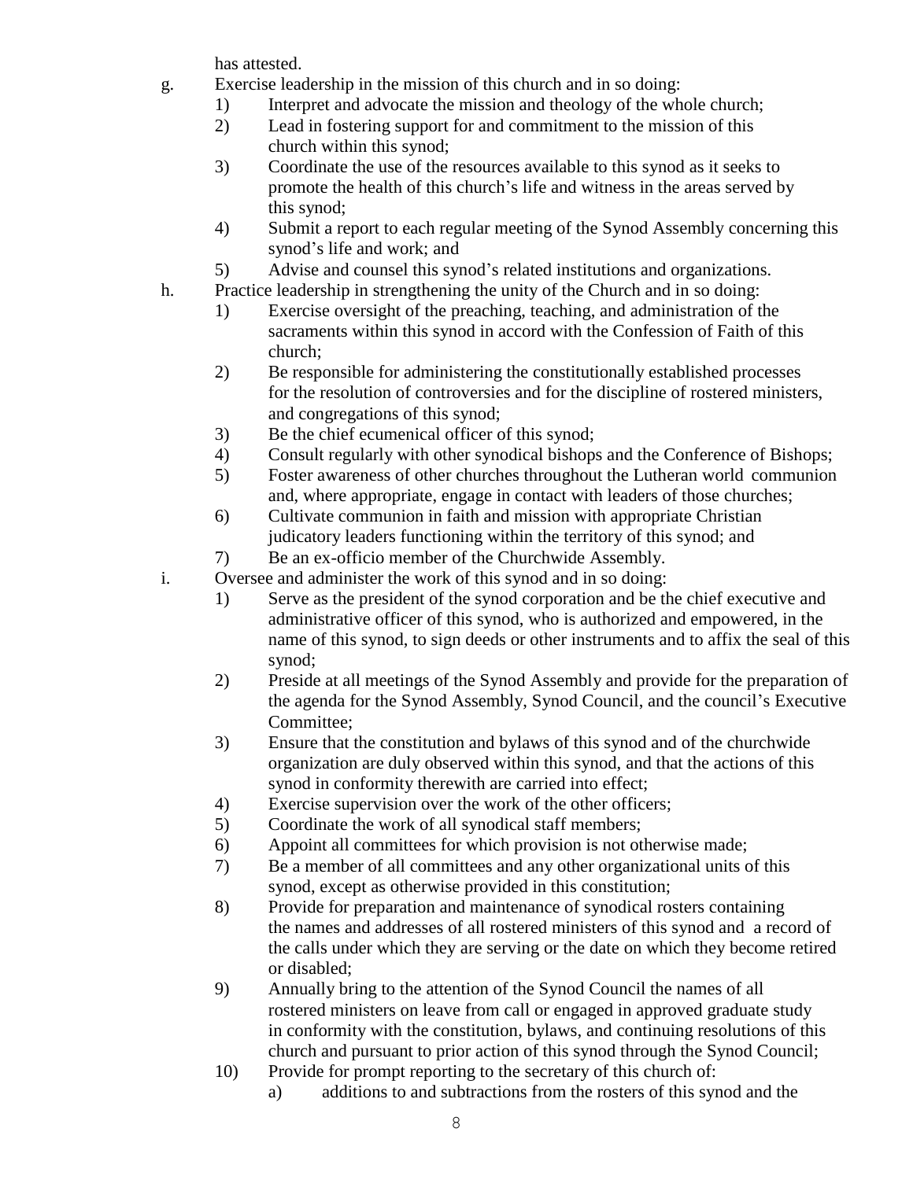has attested.

g. Exercise leadership in the mission of this church and in so doing:
   1) Interpret and advocate the mission and theology of the whole church;
   2) Lead in fostering support for and commitment to the mission of this church within this synod;
   3) Coordinate the use of the resources available to this synod as it seeks to promote the health of this church's life and witness in the areas served by this synod;
   4) Submit a report to each regular meeting of the Synod Assembly concerning this synod's life and work; and
   5) Advise and counsel this synod's related institutions and organizations.

h. Practice leadership in strengthening the unity of the Church and in so doing:
   1) Exercise oversight of the preaching, teaching, and administration of the sacraments within this synod in accord with the Confession of Faith of this church;
   2) Be responsible for administering the constitutionally established processes for the resolution of controversies and for the discipline of rostered ministers, and congregations of this synod;
   3) Be the chief ecumenical officer of this synod;
   4) Consult regularly with other synodical bishops and the Conference of Bishops;
   5) Foster awareness of other churches throughout the Lutheran world communion and, where appropriate, engage in contact with leaders of those churches;
   6) Cultivate communion in faith and mission with appropriate Christian judicatory leaders functioning within the territory of this synod; and
   7) Be an ex-officio member of the Churchwide Assembly.

i. Oversee and administer the work of this synod and in so doing:
   1) Serve as the president of the synod corporation and be the chief executive and administrative officer of this synod, who is authorized and empowered, in the name of this synod, to sign deeds or other instruments and to affix the seal of this synod;
   2) Preside at all meetings of the Synod Assembly and provide for the preparation of the agenda for the Synod Assembly, Synod Council, and the council's Executive Committee;
   3) Ensure that the constitution and bylaws of this synod and of the churchwide organization are duly observed within this synod, and that the actions of this synod in conformity therewith are carried into effect;
   4) Exercise supervision over the work of the other officers;
   5) Coordinate the work of all synodical staff members;
   6) Appoint all committees for which provision is not otherwise made;
   7) Be a member of all committees and any other organizational units of this synod, except as otherwise provided in this constitution;
   8) Provide for preparation and maintenance of synodical rosters containing the names and addresses of all rostered ministers of this synod and a record of the calls under which they are serving or the date on which they become retired or disabled;
   9) Annually bring to the attention of the Synod Council the names of all rostered ministers on leave from call or engaged in approved graduate study in conformity with the constitution, bylaws, and continuing resolutions of this church and pursuant to prior action of this synod through the Synod Council;
   10) Provide for prompt reporting to the secretary of this church of:
       a) additions to and subtractions from the rosters of this synod and the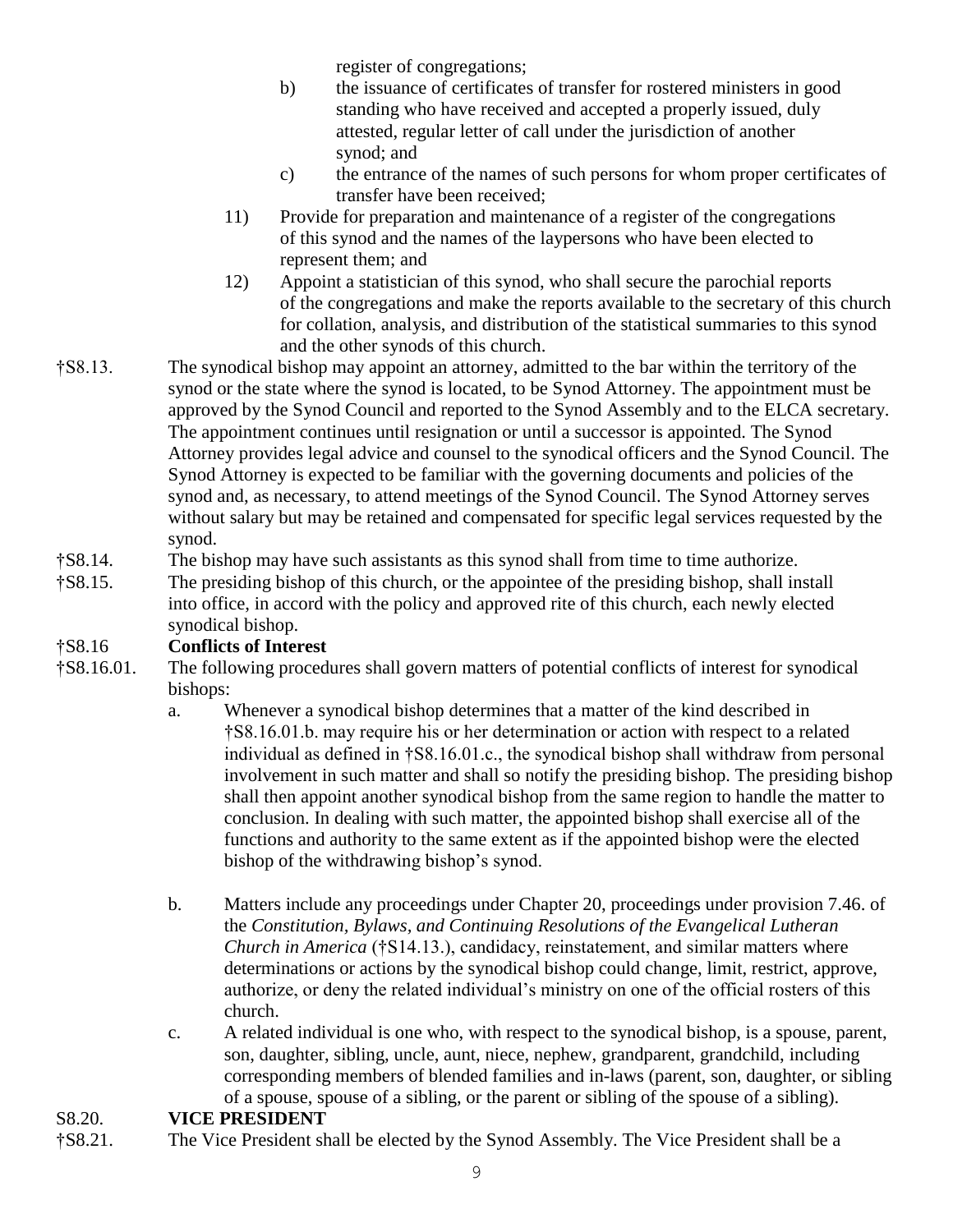register of congregations;

   b) the issuance of certificates of transfer for rostered ministers in good standing who have received and accepted a properly issued, duly attested, regular letter of call under the jurisdiction of another synod; and

   c) the entrance of the names of such persons for whom proper certificates of transfer have been received;

11) Provide for preparation and maintenance of a register of the congregations of this synod and the names of the laypersons who have been elected to represent them; and

12) Appoint a statistician of this synod, who shall secure the parochial reports of the congregations and make the reports available to the secretary of this church for collation, analysis, and distribution of the statistical summaries to this synod and the other synods of this church.

†S8.13. The synodical bishop may appoint an attorney, admitted to the bar within the territory of the synod or the state where the synod is located, to be Synod Attorney. The appointment must be approved by the Synod Council and reported to the Synod Assembly and to the ELCA secretary. The appointment continues until resignation or until a successor is appointed. The Synod Attorney provides legal advice and counsel to the synodical officers and the Synod Council. The Synod Attorney is expected to be familiar with the governing documents and policies of the synod and, as necessary, to attend meetings of the Synod Council. The Synod Attorney serves without salary but may be retained and compensated for specific legal services requested by the synod.

†S8.14. The bishop may have such assistants as this synod shall from time to time authorize.

†S8.15. The presiding bishop of this church, or the appointee of the presiding bishop, shall install into office, in accord with the policy and approved rite of this church, each newly elected synodical bishop.

**†S8.16 Conflicts of Interest**

†S8.16.01. The following procedures shall govern matters of potential conflicts of interest for synodical bishops:

   a. Whenever a synodical bishop determines that a matter of the kind described in †S8.16.01.b. may require his or her determination or action with respect to a related individual as defined in †S8.16.01.c., the synodical bishop shall withdraw from personal involvement in such matter and shall so notify the presiding bishop. The presiding bishop shall then appoint another synodical bishop from the same region to handle the matter to conclusion. In dealing with such matter, the appointed bishop shall exercise all of the functions and authority to the same extent as if the appointed bishop were the elected bishop of the withdrawing bishop's synod.

   b. Matters include any proceedings under Chapter 20, proceedings under provision 7.46. of the *Constitution, Bylaws, and Continuing Resolutions of the Evangelical Lutheran Church in America* (†S14.13.), candidacy, reinstatement, and similar matters where determinations or actions by the synodical bishop could change, limit, restrict, approve, authorize, or deny the related individual's ministry on one of the official rosters of this church.

   c. A related individual is one who, with respect to the synodical bishop, is a spouse, parent, son, daughter, sibling, uncle, aunt, niece, nephew, grandparent, grandchild, including corresponding members of blended families and in-laws (parent, son, daughter, or sibling of a spouse, spouse of a sibling, or the parent or sibling of the spouse of a sibling).

**S8.20. VICE PRESIDENT**

†S8.21. The Vice President shall be elected by the Synod Assembly. The Vice President shall be a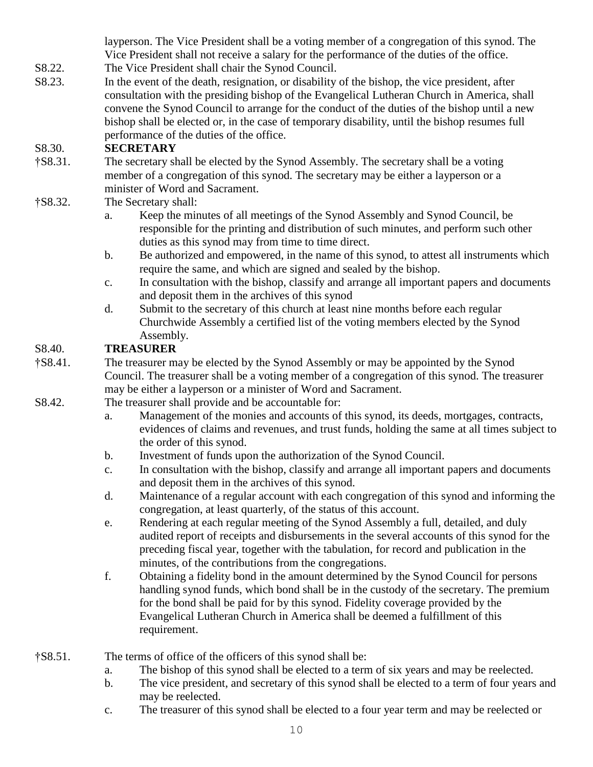layperson. The Vice President shall be a voting member of a congregation of this synod. The Vice President shall not receive a salary for the performance of the duties of the office.

S8.22. The Vice President shall chair the Synod Council.

S8.23. In the event of the death, resignation, or disability of the bishop, the vice president, after consultation with the presiding bishop of the Evangelical Lutheran Church in America, shall convene the Synod Council to arrange for the conduct of the duties of the bishop until a new bishop shall be elected or, in the case of temporary disability, until the bishop resumes full performance of the duties of the office.

S8.30. **SECRETARY**

†S8.31. The secretary shall be elected by the Synod Assembly. The secretary shall be a voting member of a congregation of this synod. The secretary may be either a layperson or a minister of Word and Sacrament.

†S8.32. The Secretary shall:

a. Keep the minutes of all meetings of the Synod Assembly and Synod Council, be responsible for the printing and distribution of such minutes, and perform such other duties as this synod may from time to time direct.
b. Be authorized and empowered, in the name of this synod, to attest all instruments which require the same, and which are signed and sealed by the bishop.
c. In consultation with the bishop, classify and arrange all important papers and documents and deposit them in the archives of this synod
d. Submit to the secretary of this church at least nine months before each regular Churchwide Assembly a certified list of the voting members elected by the Synod Assembly.

S8.40. **TREASURER**

†S8.41. The treasurer may be elected by the Synod Assembly or may be appointed by the Synod Council. The treasurer shall be a voting member of a congregation of this synod. The treasurer may be either a layperson or a minister of Word and Sacrament.

S8.42. The treasurer shall provide and be accountable for:

a. Management of the monies and accounts of this synod, its deeds, mortgages, contracts, evidences of claims and revenues, and trust funds, holding the same at all times subject to the order of this synod.
b. Investment of funds upon the authorization of the Synod Council.
c. In consultation with the bishop, classify and arrange all important papers and documents and deposit them in the archives of this synod.
d. Maintenance of a regular account with each congregation of this synod and informing the congregation, at least quarterly, of the status of this account.
e. Rendering at each regular meeting of the Synod Assembly a full, detailed, and duly audited report of receipts and disbursements in the several accounts of this synod for the preceding fiscal year, together with the tabulation, for record and publication in the minutes, of the contributions from the congregations.
f. Obtaining a fidelity bond in the amount determined by the Synod Council for persons handling synod funds, which bond shall be in the custody of the secretary. The premium for the bond shall be paid for by this synod. Fidelity coverage provided by the Evangelical Lutheran Church in America shall be deemed a fulfillment of this requirement.

†S8.51. The terms of office of the officers of this synod shall be:

a. The bishop of this synod shall be elected to a term of six years and may be reelected.
b. The vice president, and secretary of this synod shall be elected to a term of four years and may be reelected.
c. The treasurer of this synod shall be elected to a four year term and may be reelected or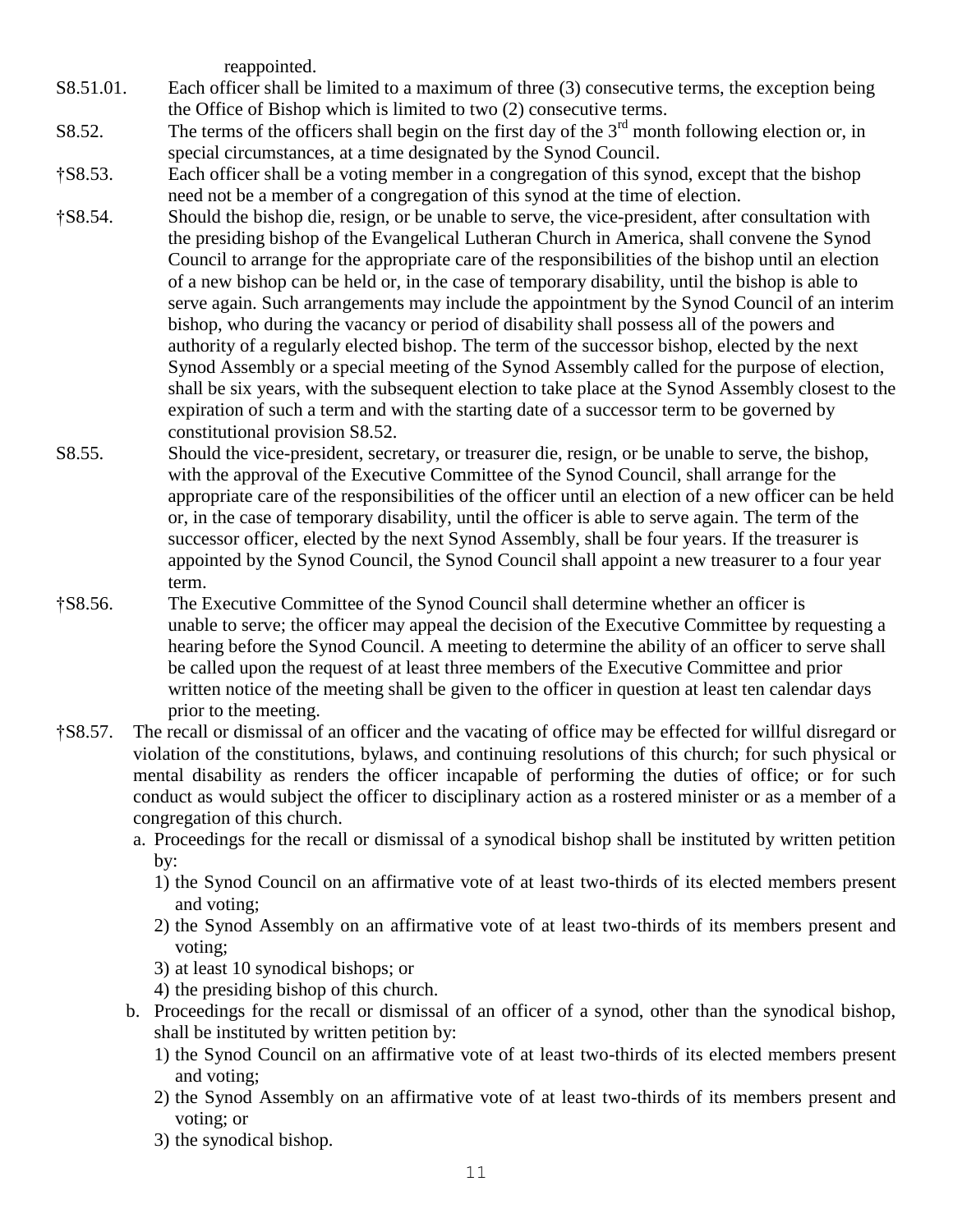reappointed.

S8.51.01. Each officer shall be limited to a maximum of three (3) consecutive terms, the exception being the Office of Bishop which is limited to two (2) consecutive terms.

S8.52. The terms of the officers shall begin on the first day of the 3rd month following election or, in special circumstances, at a time designated by the Synod Council.

†S8.53. Each officer shall be a voting member in a congregation of this synod, except that the bishop need not be a member of a congregation of this synod at the time of election.

†S8.54. Should the bishop die, resign, or be unable to serve, the vice-president, after consultation with the presiding bishop of the Evangelical Lutheran Church in America, shall convene the Synod Council to arrange for the appropriate care of the responsibilities of the bishop until an election of a new bishop can be held or, in the case of temporary disability, until the bishop is able to serve again. Such arrangements may include the appointment by the Synod Council of an interim bishop, who during the vacancy or period of disability shall possess all of the powers and authority of a regularly elected bishop. The term of the successor bishop, elected by the next Synod Assembly or a special meeting of the Synod Assembly called for the purpose of election, shall be six years, with the subsequent election to take place at the Synod Assembly closest to the expiration of such a term and with the starting date of a successor term to be governed by constitutional provision S8.52.

S8.55. Should the vice-president, secretary, or treasurer die, resign, or be unable to serve, the bishop, with the approval of the Executive Committee of the Synod Council, shall arrange for the appropriate care of the responsibilities of the officer until an election of a new officer can be held or, in the case of temporary disability, until the officer is able to serve again. The term of the successor officer, elected by the next Synod Assembly, shall be four years. If the treasurer is appointed by the Synod Council, the Synod Council shall appoint a new treasurer to a four year term.

†S8.56. The Executive Committee of the Synod Council shall determine whether an officer is unable to serve; the officer may appeal the decision of the Executive Committee by requesting a hearing before the Synod Council. A meeting to determine the ability of an officer to serve shall be called upon the request of at least three members of the Executive Committee and prior written notice of the meeting shall be given to the officer in question at least ten calendar days prior to the meeting.

†S8.57. The recall or dismissal of an officer and the vacating of office may be effected for willful disregard or violation of the constitutions, bylaws, and continuing resolutions of this church; for such physical or mental disability as renders the officer incapable of performing the duties of office; or for such conduct as would subject the officer to disciplinary action as a rostered minister or as a member of a congregation of this church.

a. Proceedings for the recall or dismissal of a synodical bishop shall be instituted by written petition by:
   1) the Synod Council on an affirmative vote of at least two-thirds of its elected members present and voting;
   2) the Synod Assembly on an affirmative vote of at least two-thirds of its members present and voting;
   3) at least 10 synodical bishops; or
   4) the presiding bishop of this church.

b. Proceedings for the recall or dismissal of an officer of a synod, other than the synodical bishop, shall be instituted by written petition by:
   1) the Synod Council on an affirmative vote of at least two-thirds of its elected members present and voting;
   2) the Synod Assembly on an affirmative vote of at least two-thirds of its members present and voting; or
   3) the synodical bishop.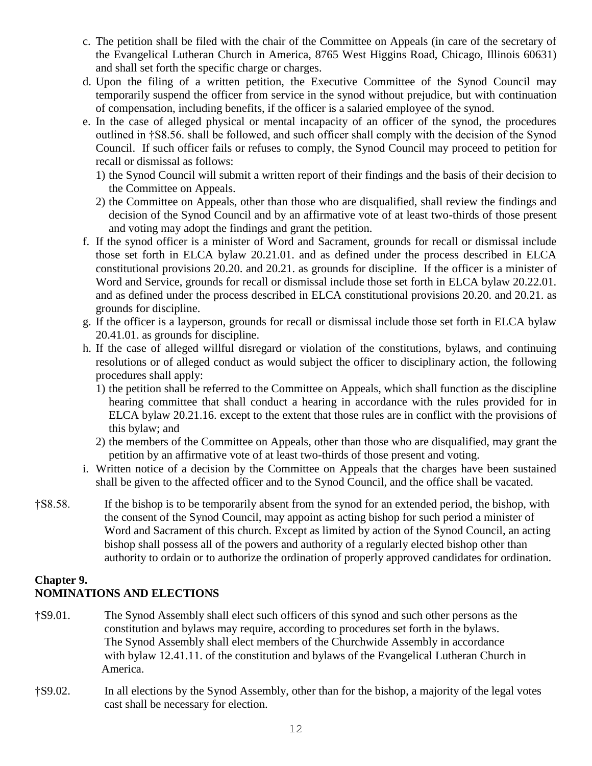c. The petition shall be filed with the chair of the Committee on Appeals (in care of the secretary of the Evangelical Lutheran Church in America, 8765 West Higgins Road, Chicago, Illinois 60631) and shall set forth the specific charge or charges.

d. Upon the filing of a written petition, the Executive Committee of the Synod Council may temporarily suspend the officer from service in the synod without prejudice, but with continuation of compensation, including benefits, if the officer is a salaried employee of the synod.

e. In the case of alleged physical or mental incapacity of an officer of the synod, the procedures outlined in †S8.56. shall be followed, and such officer shall comply with the decision of the Synod Council. If such officer fails or refuses to comply, the Synod Council may proceed to petition for recall or dismissal as follows:

  1) the Synod Council will submit a written report of their findings and the basis of their decision to the Committee on Appeals.

  2) the Committee on Appeals, other than those who are disqualified, shall review the findings and decision of the Synod Council and by an affirmative vote of at least two-thirds of those present and voting may adopt the findings and grant the petition.

f. If the synod officer is a minister of Word and Sacrament, grounds for recall or dismissal include those set forth in ELCA bylaw 20.21.01. and as defined under the process described in ELCA constitutional provisions 20.20. and 20.21. as grounds for discipline. If the officer is a minister of Word and Service, grounds for recall or dismissal include those set forth in ELCA bylaw 20.22.01. and as defined under the process described in ELCA constitutional provisions 20.20. and 20.21. as grounds for discipline.

g. If the officer is a layperson, grounds for recall or dismissal include those set forth in ELCA bylaw 20.41.01. as grounds for discipline.

h. If the case of alleged willful disregard or violation of the constitutions, bylaws, and continuing resolutions or of alleged conduct as would subject the officer to disciplinary action, the following procedures shall apply:

  1) the petition shall be referred to the Committee on Appeals, which shall function as the discipline hearing committee that shall conduct a hearing in accordance with the rules provided for in ELCA bylaw 20.21.16. except to the extent that those rules are in conflict with the provisions of this bylaw; and

  2) the members of the Committee on Appeals, other than those who are disqualified, may grant the petition by an affirmative vote of at least two-thirds of those present and voting.

i. Written notice of a decision by the Committee on Appeals that the charges have been sustained shall be given to the affected officer and to the Synod Council, and the office shall be vacated.

†S8.58. If the bishop is to be temporarily absent from the synod for an extended period, the bishop, with the consent of the Synod Council, may appoint as acting bishop for such period a minister of Word and Sacrament of this church. Except as limited by action of the Synod Council, an acting bishop shall possess all of the powers and authority of a regularly elected bishop other than authority to ordain or to authorize the ordination of properly approved candidates for ordination.

## Chapter 9.
## NOMINATIONS AND ELECTIONS

†S9.01. The Synod Assembly shall elect such officers of this synod and such other persons as the constitution and bylaws may require, according to procedures set forth in the bylaws. The Synod Assembly shall elect members of the Churchwide Assembly in accordance with bylaw 12.41.11. of the constitution and bylaws of the Evangelical Lutheran Church in America.

†S9.02. In all elections by the Synod Assembly, other than for the bishop, a majority of the legal votes cast shall be necessary for election.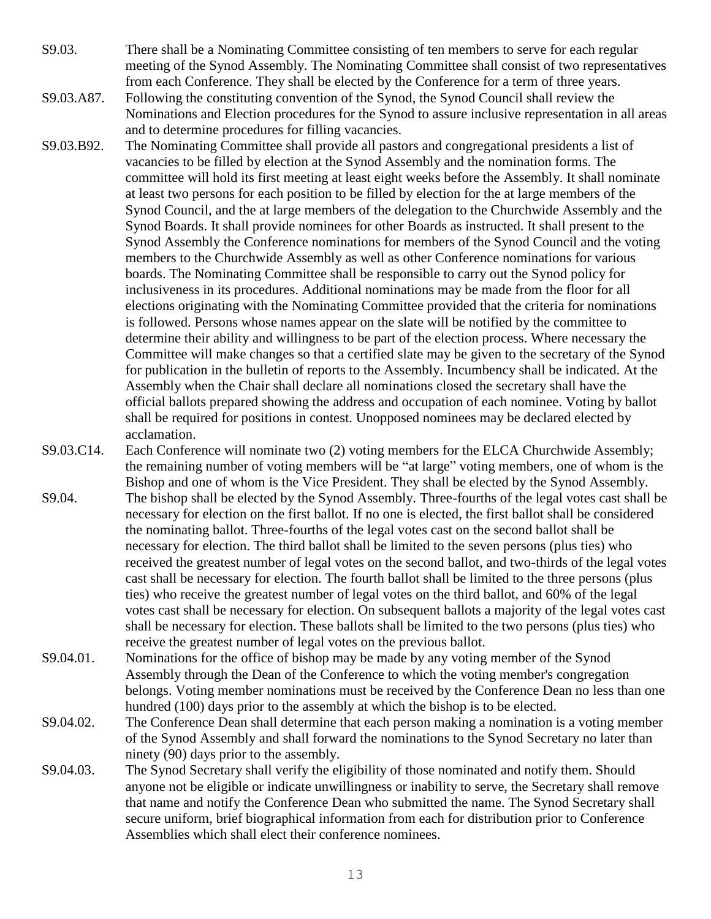S9.03. There shall be a Nominating Committee consisting of ten members to serve for each regular meeting of the Synod Assembly. The Nominating Committee shall consist of two representatives from each Conference. They shall be elected by the Conference for a term of three years.

S9.03.A87. Following the constituting convention of the Synod, the Synod Council shall review the Nominations and Election procedures for the Synod to assure inclusive representation in all areas and to determine procedures for filling vacancies.

S9.03.B92. The Nominating Committee shall provide all pastors and congregational presidents a list of vacancies to be filled by election at the Synod Assembly and the nomination forms. The committee will hold its first meeting at least eight weeks before the Assembly. It shall nominate at least two persons for each position to be filled by election for the at large members of the Synod Council, and the at large members of the delegation to the Churchwide Assembly and the Synod Boards. It shall provide nominees for other Boards as instructed. It shall present to the Synod Assembly the Conference nominations for members of the Synod Council and the voting members to the Churchwide Assembly as well as other Conference nominations for various boards. The Nominating Committee shall be responsible to carry out the Synod policy for inclusiveness in its procedures. Additional nominations may be made from the floor for all elections originating with the Nominating Committee provided that the criteria for nominations is followed. Persons whose names appear on the slate will be notified by the committee to determine their ability and willingness to be part of the election process. Where necessary the Committee will make changes so that a certified slate may be given to the secretary of the Synod for publication in the bulletin of reports to the Assembly. Incumbency shall be indicated. At the Assembly when the Chair shall declare all nominations closed the secretary shall have the official ballots prepared showing the address and occupation of each nominee. Voting by ballot shall be required for positions in contest. Unopposed nominees may be declared elected by acclamation.

S9.03.C14. Each Conference will nominate two (2) voting members for the ELCA Churchwide Assembly; the remaining number of voting members will be "at large" voting members, one of whom is the Bishop and one of whom is the Vice President. They shall be elected by the Synod Assembly.

S9.04. The bishop shall be elected by the Synod Assembly. Three-fourths of the legal votes cast shall be necessary for election on the first ballot. If no one is elected, the first ballot shall be considered the nominating ballot. Three-fourths of the legal votes cast on the second ballot shall be necessary for election. The third ballot shall be limited to the seven persons (plus ties) who received the greatest number of legal votes on the second ballot, and two-thirds of the legal votes cast shall be necessary for election. The fourth ballot shall be limited to the three persons (plus ties) who receive the greatest number of legal votes on the third ballot, and 60% of the legal votes cast shall be necessary for election. On subsequent ballots a majority of the legal votes cast shall be necessary for election. These ballots shall be limited to the two persons (plus ties) who receive the greatest number of legal votes on the previous ballot.

S9.04.01. Nominations for the office of bishop may be made by any voting member of the Synod Assembly through the Dean of the Conference to which the voting member's congregation belongs. Voting member nominations must be received by the Conference Dean no less than one hundred (100) days prior to the assembly at which the bishop is to be elected.

S9.04.02. The Conference Dean shall determine that each person making a nomination is a voting member of the Synod Assembly and shall forward the nominations to the Synod Secretary no later than ninety (90) days prior to the assembly.

S9.04.03. The Synod Secretary shall verify the eligibility of those nominated and notify them. Should anyone not be eligible or indicate unwillingness or inability to serve, the Secretary shall remove that name and notify the Conference Dean who submitted the name. The Synod Secretary shall secure uniform, brief biographical information from each for distribution prior to Conference Assemblies which shall elect their conference nominees.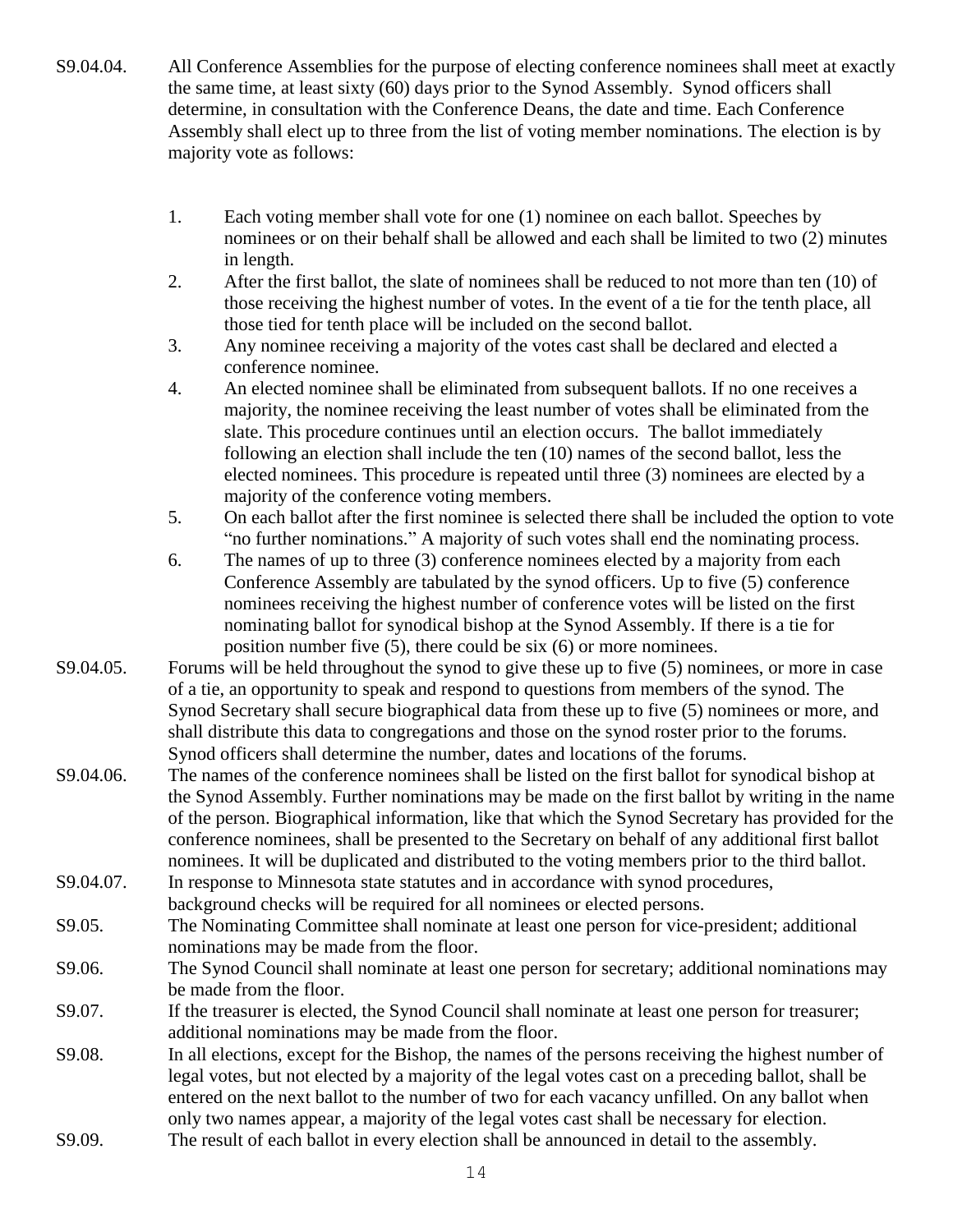S9.04.04. All Conference Assemblies for the purpose of electing conference nominees shall meet at exactly the same time, at least sixty (60) days prior to the Synod Assembly. Synod officers shall determine, in consultation with the Conference Deans, the date and time. Each Conference Assembly shall elect up to three from the list of voting member nominations. The election is by majority vote as follows:

1. Each voting member shall vote for one (1) nominee on each ballot. Speeches by nominees or on their behalf shall be allowed and each shall be limited to two (2) minutes in length.
2. After the first ballot, the slate of nominees shall be reduced to not more than ten (10) of those receiving the highest number of votes. In the event of a tie for the tenth place, all those tied for tenth place will be included on the second ballot.
3. Any nominee receiving a majority of the votes cast shall be declared and elected a conference nominee.
4. An elected nominee shall be eliminated from subsequent ballots. If no one receives a majority, the nominee receiving the least number of votes shall be eliminated from the slate. This procedure continues until an election occurs. The ballot immediately following an election shall include the ten (10) names of the second ballot, less the elected nominees. This procedure is repeated until three (3) nominees are elected by a majority of the conference voting members.
5. On each ballot after the first nominee is selected there shall be included the option to vote "no further nominations." A majority of such votes shall end the nominating process.
6. The names of up to three (3) conference nominees elected by a majority from each Conference Assembly are tabulated by the synod officers. Up to five (5) conference nominees receiving the highest number of conference votes will be listed on the first nominating ballot for synodical bishop at the Synod Assembly. If there is a tie for position number five (5), there could be six (6) or more nominees.

S9.04.05. Forums will be held throughout the synod to give these up to five (5) nominees, or more in case of a tie, an opportunity to speak and respond to questions from members of the synod. The Synod Secretary shall secure biographical data from these up to five (5) nominees or more, and shall distribute this data to congregations and those on the synod roster prior to the forums. Synod officers shall determine the number, dates and locations of the forums.

S9.04.06. The names of the conference nominees shall be listed on the first ballot for synodical bishop at the Synod Assembly. Further nominations may be made on the first ballot by writing in the name of the person. Biographical information, like that which the Synod Secretary has provided for the conference nominees, shall be presented to the Secretary on behalf of any additional first ballot nominees. It will be duplicated and distributed to the voting members prior to the third ballot.

S9.04.07. In response to Minnesota state statutes and in accordance with synod procedures, background checks will be required for all nominees or elected persons.

S9.05. The Nominating Committee shall nominate at least one person for vice-president; additional nominations may be made from the floor.

S9.06. The Synod Council shall nominate at least one person for secretary; additional nominations may be made from the floor.

S9.07. If the treasurer is elected, the Synod Council shall nominate at least one person for treasurer; additional nominations may be made from the floor.

S9.08. In all elections, except for the Bishop, the names of the persons receiving the highest number of legal votes, but not elected by a majority of the legal votes cast on a preceding ballot, shall be entered on the next ballot to the number of two for each vacancy unfilled. On any ballot when only two names appear, a majority of the legal votes cast shall be necessary for election.

S9.09. The result of each ballot in every election shall be announced in detail to the assembly.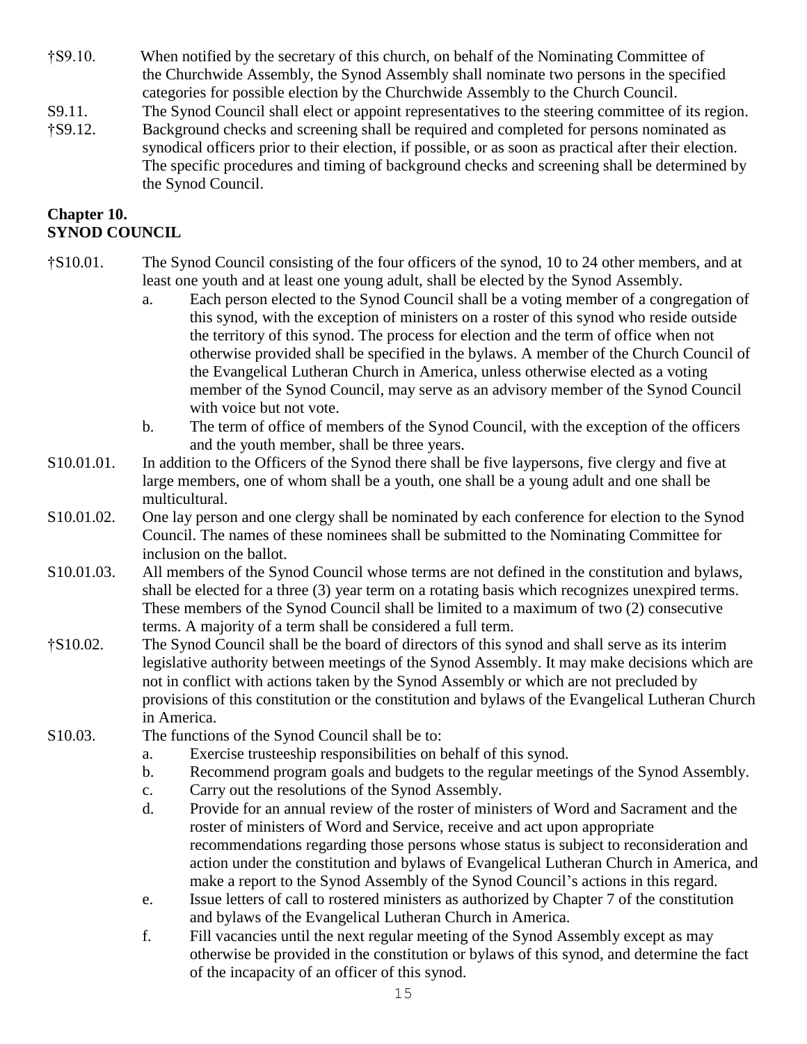†S9.10. When notified by the secretary of this church, on behalf of the Nominating Committee of the Churchwide Assembly, the Synod Assembly shall nominate two persons in the specified categories for possible election by the Churchwide Assembly to the Church Council.

S9.11. The Synod Council shall elect or appoint representatives to the steering committee of its region.

†S9.12. Background checks and screening shall be required and completed for persons nominated as synodical officers prior to their election, if possible, or as soon as practical after their election. The specific procedures and timing of background checks and screening shall be determined by the Synod Council.

## Chapter 10.
## SYNOD COUNCIL

†S10.01. The Synod Council consisting of the four officers of the synod, 10 to 24 other members, and at least one youth and at least one young adult, shall be elected by the Synod Assembly.

a. Each person elected to the Synod Council shall be a voting member of a congregation of this synod, with the exception of ministers on a roster of this synod who reside outside the territory of this synod. The process for election and the term of office when not otherwise provided shall be specified in the bylaws. A member of the Church Council of the Evangelical Lutheran Church in America, unless otherwise elected as a voting member of the Synod Council, may serve as an advisory member of the Synod Council with voice but not vote.

b. The term of office of members of the Synod Council, with the exception of the officers and the youth member, shall be three years.

S10.01.01. In addition to the Officers of the Synod there shall be five laypersons, five clergy and five at large members, one of whom shall be a youth, one shall be a young adult and one shall be multicultural.

S10.01.02. One lay person and one clergy shall be nominated by each conference for election to the Synod Council. The names of these nominees shall be submitted to the Nominating Committee for inclusion on the ballot.

S10.01.03. All members of the Synod Council whose terms are not defined in the constitution and bylaws, shall be elected for a three (3) year term on a rotating basis which recognizes unexpired terms. These members of the Synod Council shall be limited to a maximum of two (2) consecutive terms. A majority of a term shall be considered a full term.

†S10.02. The Synod Council shall be the board of directors of this synod and shall serve as its interim legislative authority between meetings of the Synod Assembly. It may make decisions which are not in conflict with actions taken by the Synod Assembly or which are not precluded by provisions of this constitution or the constitution and bylaws of the Evangelical Lutheran Church in America.

S10.03. The functions of the Synod Council shall be to:

a. Exercise trusteeship responsibilities on behalf of this synod.

b. Recommend program goals and budgets to the regular meetings of the Synod Assembly.

c. Carry out the resolutions of the Synod Assembly.

d. Provide for an annual review of the roster of ministers of Word and Sacrament and the roster of ministers of Word and Service, receive and act upon appropriate recommendations regarding those persons whose status is subject to reconsideration and action under the constitution and bylaws of Evangelical Lutheran Church in America, and make a report to the Synod Assembly of the Synod Council's actions in this regard.

e. Issue letters of call to rostered ministers as authorized by Chapter 7 of the constitution and bylaws of the Evangelical Lutheran Church in America.

f. Fill vacancies until the next regular meeting of the Synod Assembly except as may otherwise be provided in the constitution or bylaws of this synod, and determine the fact of the incapacity of an officer of this synod.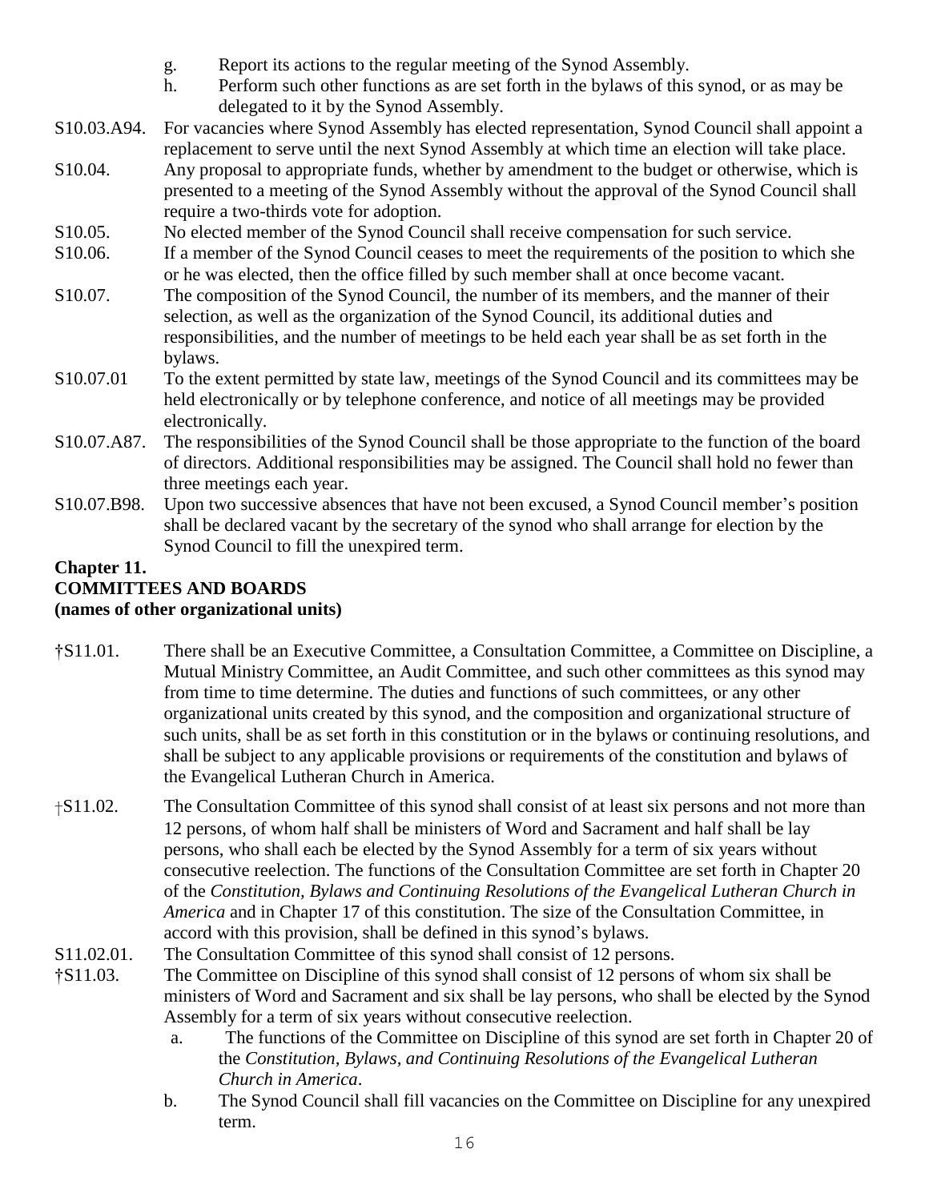g. Report its actions to the regular meeting of the Synod Assembly.

h. Perform such other functions as are set forth in the bylaws of this synod, or as may be delegated to it by the Synod Assembly.

S10.03.A94. For vacancies where Synod Assembly has elected representation, Synod Council shall appoint a replacement to serve until the next Synod Assembly at which time an election will take place.

S10.04. Any proposal to appropriate funds, whether by amendment to the budget or otherwise, which is presented to a meeting of the Synod Assembly without the approval of the Synod Council shall require a two-thirds vote for adoption.

S10.05. No elected member of the Synod Council shall receive compensation for such service.

S10.06. If a member of the Synod Council ceases to meet the requirements of the position to which she or he was elected, then the office filled by such member shall at once become vacant.

S10.07. The composition of the Synod Council, the number of its members, and the manner of their selection, as well as the organization of the Synod Council, its additional duties and responsibilities, and the number of meetings to be held each year shall be as set forth in the bylaws.

S10.07.01 To the extent permitted by state law, meetings of the Synod Council and its committees may be held electronically or by telephone conference, and notice of all meetings may be provided electronically.

S10.07.A87. The responsibilities of the Synod Council shall be those appropriate to the function of the board of directors. Additional responsibilities may be assigned. The Council shall hold no fewer than three meetings each year.

S10.07.B98. Upon two successive absences that have not been excused, a Synod Council member's position shall be declared vacant by the secretary of the synod who shall arrange for election by the Synod Council to fill the unexpired term.

**Chapter 11.**
**COMMITTEES AND BOARDS**
**(names of other organizational units)**

†S11.01. There shall be an Executive Committee, a Consultation Committee, a Committee on Discipline, a Mutual Ministry Committee, an Audit Committee, and such other committees as this synod may from time to time determine. The duties and functions of such committees, or any other organizational units created by this synod, and the composition and organizational structure of such units, shall be as set forth in this constitution or in the bylaws or continuing resolutions, and shall be subject to any applicable provisions or requirements of the constitution and bylaws of the Evangelical Lutheran Church in America.

†S11.02. The Consultation Committee of this synod shall consist of at least six persons and not more than 12 persons, of whom half shall be ministers of Word and Sacrament and half shall be lay persons, who shall each be elected by the Synod Assembly for a term of six years without consecutive reelection. The functions of the Consultation Committee are set forth in Chapter 20 of the *Constitution, Bylaws and Continuing Resolutions of the Evangelical Lutheran Church in America* and in Chapter 17 of this constitution. The size of the Consultation Committee, in accord with this provision, shall be defined in this synod's bylaws.

S11.02.01. The Consultation Committee of this synod shall consist of 12 persons.

†S11.03. The Committee on Discipline of this synod shall consist of 12 persons of whom six shall be ministers of Word and Sacrament and six shall be lay persons, who shall be elected by the Synod Assembly for a term of six years without consecutive reelection.

a. The functions of the Committee on Discipline of this synod are set forth in Chapter 20 of the *Constitution, Bylaws, and Continuing Resolutions of the Evangelical Lutheran Church in America*.

b. The Synod Council shall fill vacancies on the Committee on Discipline for any unexpired term.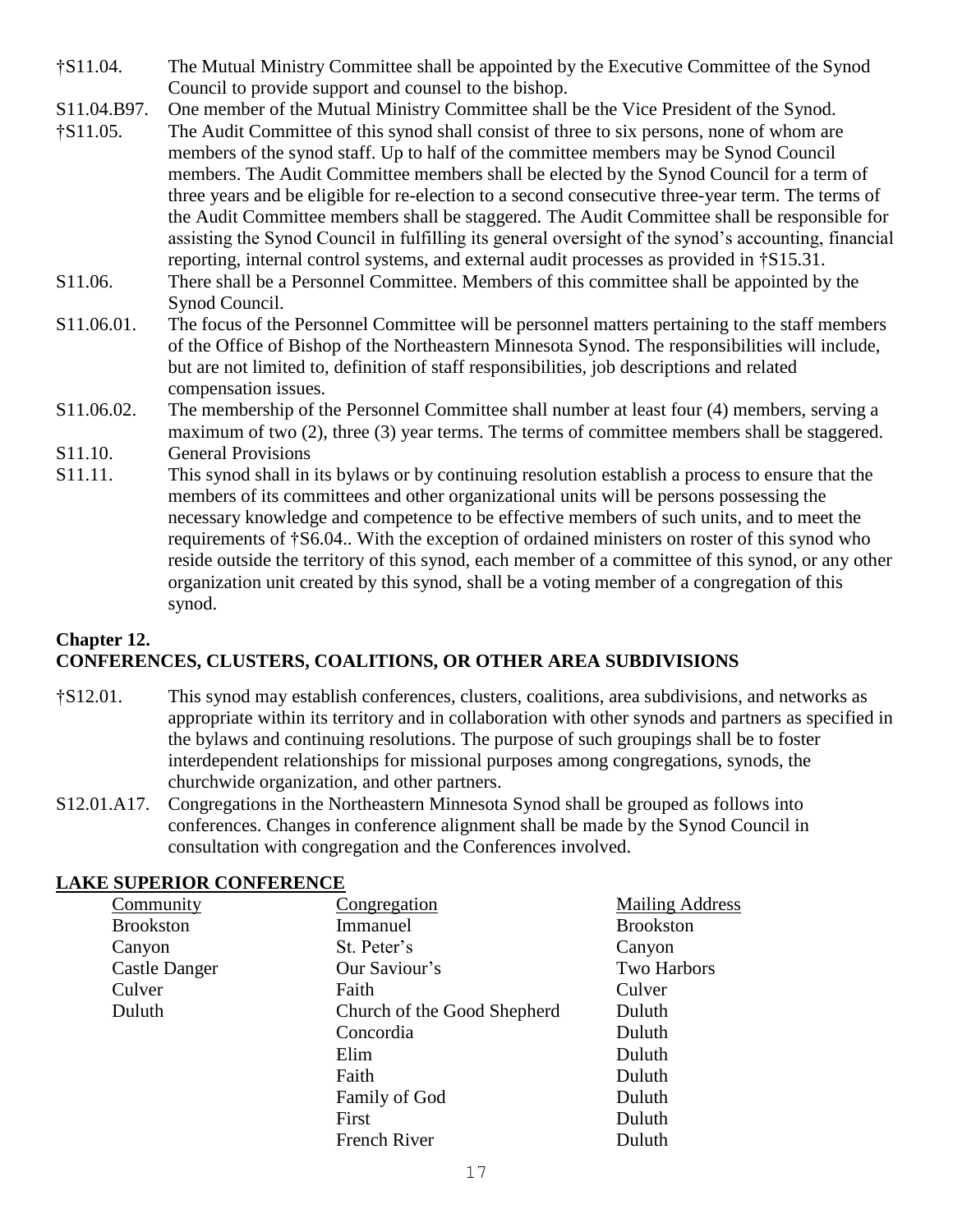†S11.04. The Mutual Ministry Committee shall be appointed by the Executive Committee of the Synod Council to provide support and counsel to the bishop.

S11.04.B97. One member of the Mutual Ministry Committee shall be the Vice President of the Synod.

†S11.05. The Audit Committee of this synod shall consist of three to six persons, none of whom are members of the synod staff. Up to half of the committee members may be Synod Council members. The Audit Committee members shall be elected by the Synod Council for a term of three years and be eligible for re-election to a second consecutive three-year term. The terms of the Audit Committee members shall be staggered. The Audit Committee shall be responsible for assisting the Synod Council in fulfilling its general oversight of the synod's accounting, financial reporting, internal control systems, and external audit processes as provided in †S15.31.

S11.06. There shall be a Personnel Committee. Members of this committee shall be appointed by the Synod Council.

S11.06.01. The focus of the Personnel Committee will be personnel matters pertaining to the staff members of the Office of Bishop of the Northeastern Minnesota Synod. The responsibilities will include, but are not limited to, definition of staff responsibilities, job descriptions and related compensation issues.

S11.06.02. The membership of the Personnel Committee shall number at least four (4) members, serving a maximum of two (2), three (3) year terms. The terms of committee members shall be staggered.

S11.10. General Provisions

S11.11. This synod shall in its bylaws or by continuing resolution establish a process to ensure that the members of its committees and other organizational units will be persons possessing the necessary knowledge and competence to be effective members of such units, and to meet the requirements of †S6.04.. With the exception of ordained ministers on roster of this synod who reside outside the territory of this synod, each member of a committee of this synod, or any other organization unit created by this synod, shall be a voting member of a congregation of this synod.

## Chapter 12.
## CONFERENCES, CLUSTERS, COALITIONS, OR OTHER AREA SUBDIVISIONS

†S12.01. This synod may establish conferences, clusters, coalitions, area subdivisions, and networks as appropriate within its territory and in collaboration with other synods and partners as specified in the bylaws and continuing resolutions. The purpose of such groupings shall be to foster interdependent relationships for missional purposes among congregations, synods, the churchwide organization, and other partners.

S12.01.A17. Congregations in the Northeastern Minnesota Synod shall be grouped as follows into conferences. Changes in conference alignment shall be made by the Synod Council in consultation with congregation and the Conferences involved.

### LAKE SUPERIOR CONFERENCE

| Community | Congregation | Mailing Address |
|---|---|---|
| Brookston | Immanuel | Brookston |
| Canyon | St. Peter's | Canyon |
| Castle Danger | Our Saviour's | Two Harbors |
| Culver | Faith | Culver |
| Duluth | Church of the Good Shepherd | Duluth |
| | Concordia | Duluth |
| | Elim | Duluth |
| | Faith | Duluth |
| | Family of God | Duluth |
| | First | Duluth |
| | French River | Duluth |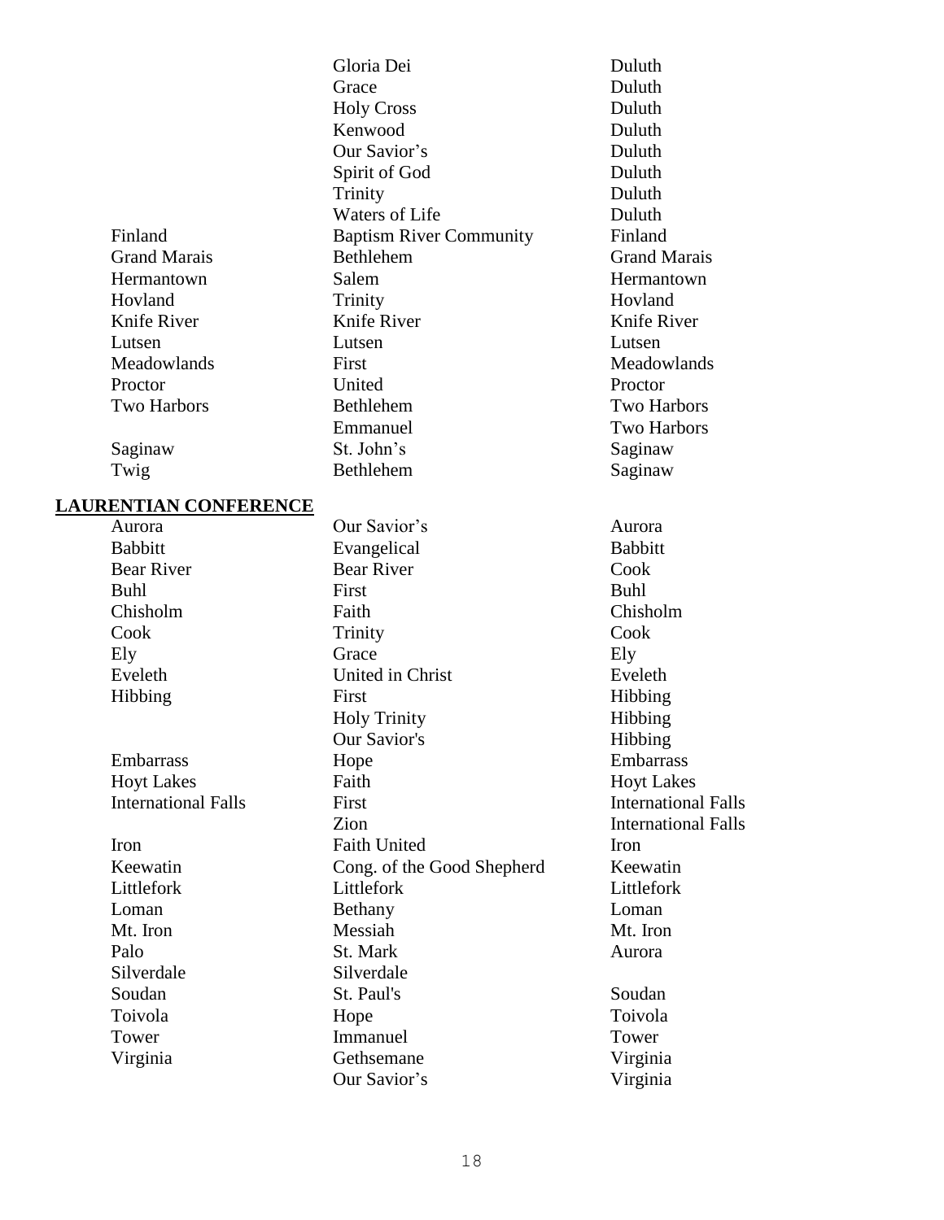| | | |
|---|---|---|
| | Gloria Dei | Duluth |
| | Grace | Duluth |
| | Holy Cross | Duluth |
| | Kenwood | Duluth |
| | Our Savior’s | Duluth |
| | Spirit of God | Duluth |
| | Trinity | Duluth |
| | Waters of Life | Duluth |
| Finland | Baptism River Community | Finland |
| Grand Marais | Bethlehem | Grand Marais |
| Hermantown | Salem | Hermantown |
| Hovland | Trinity | Hovland |
| Knife River | Knife River | Knife River |
| Lutsen | Lutsen | Lutsen |
| Meadowlands | First | Meadowlands |
| Proctor | United | Proctor |
| Two Harbors | Bethlehem | Two Harbors |
| | Emmanuel | Two Harbors |
| Saginaw | St. John’s | Saginaw |
| Twig | Bethlehem | Saginaw |

**LAURENTIAN CONFERENCE**

| | | |
|---|---|---|
| Aurora | Our Savior’s | Aurora |
| Babbitt | Evangelical | Babbitt |
| Bear River | Bear River | Cook |
| Buhl | First | Buhl |
| Chisholm | Faith | Chisholm |
| Cook | Trinity | Cook |
| Ely | Grace | Ely |
| Eveleth | United in Christ | Eveleth |
| Hibbing | First | Hibbing |
| | Holy Trinity | Hibbing |
| | Our Savior's | Hibbing |
| Embarrass | Hope | Embarrass |
| Hoyt Lakes | Faith | Hoyt Lakes |
| International Falls | First | International Falls |
| | Zion | International Falls |
| Iron | Faith United | Iron |
| Keewatin | Cong. of the Good Shepherd | Keewatin |
| Littlefork | Littlefork | Littlefork |
| Loman | Bethany | Loman |
| Mt. Iron | Messiah | Mt. Iron |
| Palo | St. Mark | Aurora |
| Silverdale | Silverdale | |
| Soudan | St. Paul's | Soudan |
| Toivola | Hope | Toivola |
| Tower | Immanuel | Tower |
| Virginia | Gethsemane | Virginia |
| | Our Savior’s | Virginia |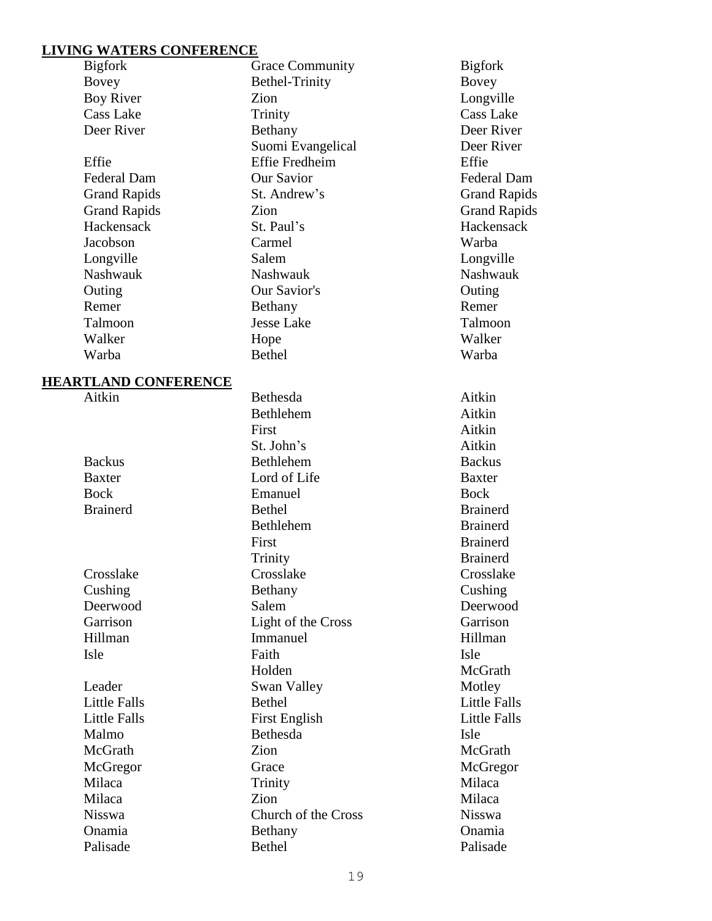## LIVING WATERS CONFERENCE

| | | |
|---|---|---|
| Bigfork | Grace Community | Bigfork |
| Bovey | Bethel-Trinity | Bovey |
| Boy River | Zion | Longville |
| Cass Lake | Trinity | Cass Lake |
| Deer River | Bethany | Deer River |
| | Suomi Evangelical | Deer River |
| Effie | Effie Fredheim | Effie |
| Federal Dam | Our Savior | Federal Dam |
| Grand Rapids | St. Andrew's | Grand Rapids |
| Grand Rapids | Zion | Grand Rapids |
| Hackensack | St. Paul's | Hackensack |
| Jacobson | Carmel | Warba |
| Longville | Salem | Longville |
| Nashwauk | Nashwauk | Nashwauk |
| Outing | Our Savior's | Outing |
| Remer | Bethany | Remer |
| Talmoon | Jesse Lake | Talmoon |
| Walker | Hope | Walker |
| Warba | Bethel | Warba |

## HEARTLAND CONFERENCE

| | | |
|---|---|---|
| Aitkin | Bethesda | Aitkin |
| | Bethlehem | Aitkin |
| | First | Aitkin |
| | St. John's | Aitkin |
| Backus | Bethlehem | Backus |
| Baxter | Lord of Life | Baxter |
| Bock | Emanuel | Bock |
| Brainerd | Bethel | Brainerd |
| | Bethlehem | Brainerd |
| | First | Brainerd |
| | Trinity | Brainerd |
| Crosslake | Crosslake | Crosslake |
| Cushing | Bethany | Cushing |
| Deerwood | Salem | Deerwood |
| Garrison | Light of the Cross | Garrison |
| Hillman | Immanuel | Hillman |
| Isle | Faith | Isle |
| | Holden | McGrath |
| Leader | Swan Valley | Motley |
| Little Falls | Bethel | Little Falls |
| Little Falls | First English | Little Falls |
| Malmo | Bethesda | Isle |
| McGrath | Zion | McGrath |
| McGregor | Grace | McGregor |
| Milaca | Trinity | Milaca |
| Milaca | Zion | Milaca |
| Nisswa | Church of the Cross | Nisswa |
| Onamia | Bethany | Onamia |
| Palisade | Bethel | Palisade |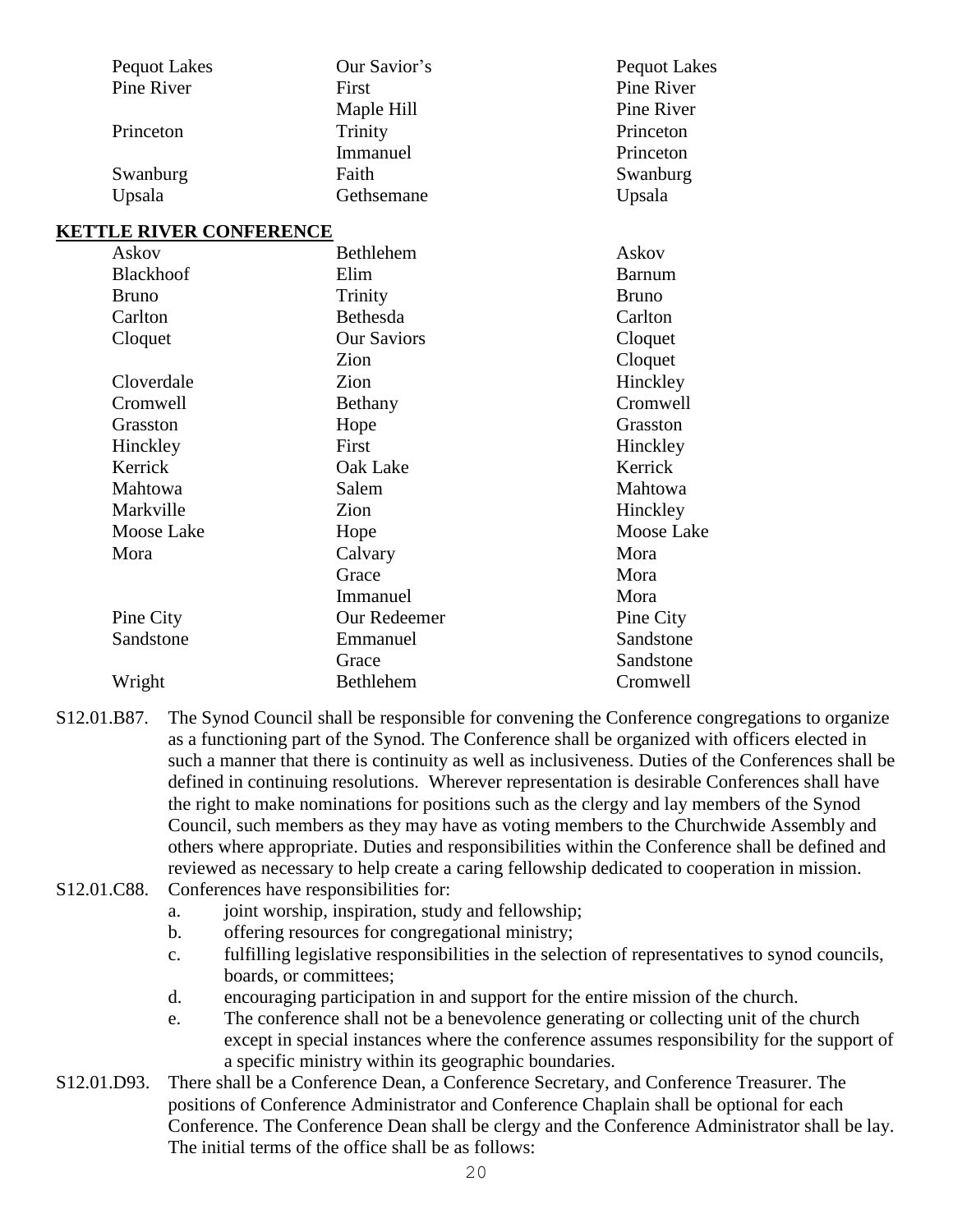| | | |
|---|---|---|
| Pequot Lakes | Our Savior's | Pequot Lakes |
| Pine River | First | Pine River |
| | Maple Hill | Pine River |
| Princeton | Trinity | Princeton |
| | Immanuel | Princeton |
| Swanburg | Faith | Swanburg |
| Upsala | Gethsemane | Upsala |

**KETTLE RIVER CONFERENCE**

| | | |
|---|---|---|
| Askov | Bethlehem | Askov |
| Blackhoof | Elim | Barnum |
| Bruno | Trinity | Bruno |
| Carlton | Bethesda | Carlton |
| Cloquet | Our Saviors | Cloquet |
| | Zion | Cloquet |
| Cloverdale | Zion | Hinckley |
| Cromwell | Bethany | Cromwell |
| Grasston | Hope | Grasston |
| Hinckley | First | Hinckley |
| Kerrick | Oak Lake | Kerrick |
| Mahtowa | Salem | Mahtowa |
| Markville | Zion | Hinckley |
| Moose Lake | Hope | Moose Lake |
| Mora | Calvary | Mora |
| | Grace | Mora |
| | Immanuel | Mora |
| Pine City | Our Redeemer | Pine City |
| Sandstone | Emmanuel | Sandstone |
| | Grace | Sandstone |
| Wright | Bethlehem | Cromwell |

S12.01.B87. The Synod Council shall be responsible for convening the Conference congregations to organize as a functioning part of the Synod. The Conference shall be organized with officers elected in such a manner that there is continuity as well as inclusiveness. Duties of the Conferences shall be defined in continuing resolutions. Wherever representation is desirable Conferences shall have the right to make nominations for positions such as the clergy and lay members of the Synod Council, such members as they may have as voting members to the Churchwide Assembly and others where appropriate. Duties and responsibilities within the Conference shall be defined and reviewed as necessary to help create a caring fellowship dedicated to cooperation in mission.

S12.01.C88. Conferences have responsibilities for:

a. joint worship, inspiration, study and fellowship;
b. offering resources for congregational ministry;
c. fulfilling legislative responsibilities in the selection of representatives to synod councils, boards, or committees;
d. encouraging participation in and support for the entire mission of the church.
e. The conference shall not be a benevolence generating or collecting unit of the church except in special instances where the conference assumes responsibility for the support of a specific ministry within its geographic boundaries.

S12.01.D93. There shall be a Conference Dean, a Conference Secretary, and Conference Treasurer. The positions of Conference Administrator and Conference Chaplain shall be optional for each Conference. The Conference Dean shall be clergy and the Conference Administrator shall be lay. The initial terms of the office shall be as follows: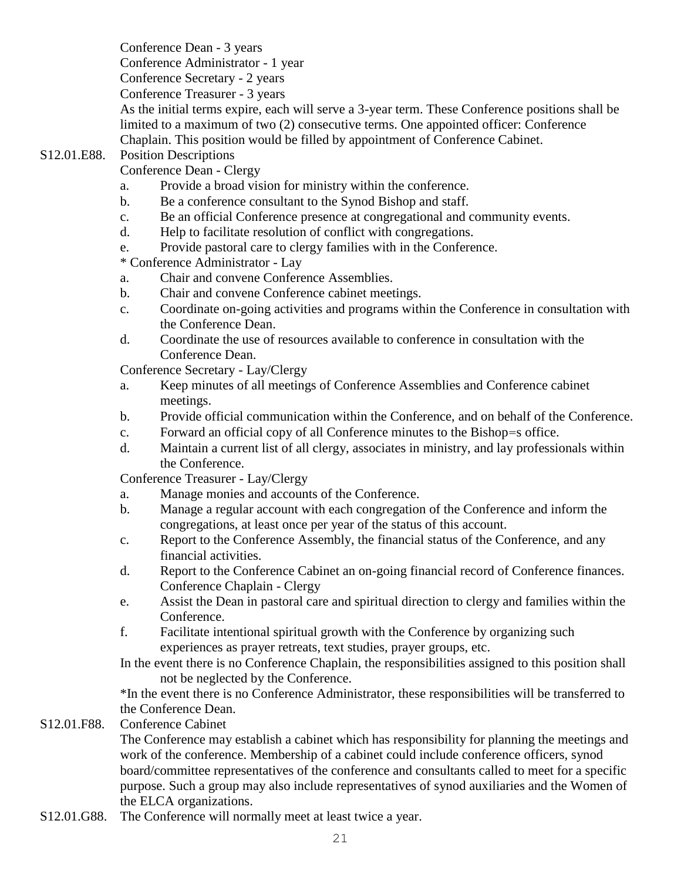Conference Dean - 3 years
Conference Administrator - 1 year
Conference Secretary - 2 years
Conference Treasurer - 3 years
As the initial terms expire, each will serve a 3-year term. These Conference positions shall be limited to a maximum of two (2) consecutive terms. One appointed officer: Conference Chaplain. This position would be filled by appointment of Conference Cabinet.

S12.01.E88. Position Descriptions

Conference Dean - Clergy

a. Provide a broad vision for ministry within the conference.
b. Be a conference consultant to the Synod Bishop and staff.
c. Be an official Conference presence at congregational and community events.
d. Help to facilitate resolution of conflict with congregations.
e. Provide pastoral care to clergy families with in the Conference.

* Conference Administrator - Lay

a. Chair and convene Conference Assemblies.
b. Chair and convene Conference cabinet meetings.
c. Coordinate on-going activities and programs within the Conference in consultation with the Conference Dean.
d. Coordinate the use of resources available to conference in consultation with the Conference Dean.

Conference Secretary - Lay/Clergy

a. Keep minutes of all meetings of Conference Assemblies and Conference cabinet meetings.
b. Provide official communication within the Conference, and on behalf of the Conference.
c. Forward an official copy of all Conference minutes to the Bishop=s office.
d. Maintain a current list of all clergy, associates in ministry, and lay professionals within the Conference.

Conference Treasurer - Lay/Clergy

a. Manage monies and accounts of the Conference.
b. Manage a regular account with each congregation of the Conference and inform the congregations, at least once per year of the status of this account.
c. Report to the Conference Assembly, the financial status of the Conference, and any financial activities.
d. Report to the Conference Cabinet an on-going financial record of Conference finances.

Conference Chaplain - Clergy

e. Assist the Dean in pastoral care and spiritual direction to clergy and families within the Conference.
f. Facilitate intentional spiritual growth with the Conference by organizing such experiences as prayer retreats, text studies, prayer groups, etc.

In the event there is no Conference Chaplain, the responsibilities assigned to this position shall not be neglected by the Conference.

*In the event there is no Conference Administrator, these responsibilities will be transferred to the Conference Dean.

S12.01.F88. Conference Cabinet

The Conference may establish a cabinet which has responsibility for planning the meetings and work of the conference. Membership of a cabinet could include conference officers, synod board/committee representatives of the conference and consultants called to meet for a specific purpose. Such a group may also include representatives of synod auxiliaries and the Women of the ELCA organizations.

S12.01.G88. The Conference will normally meet at least twice a year.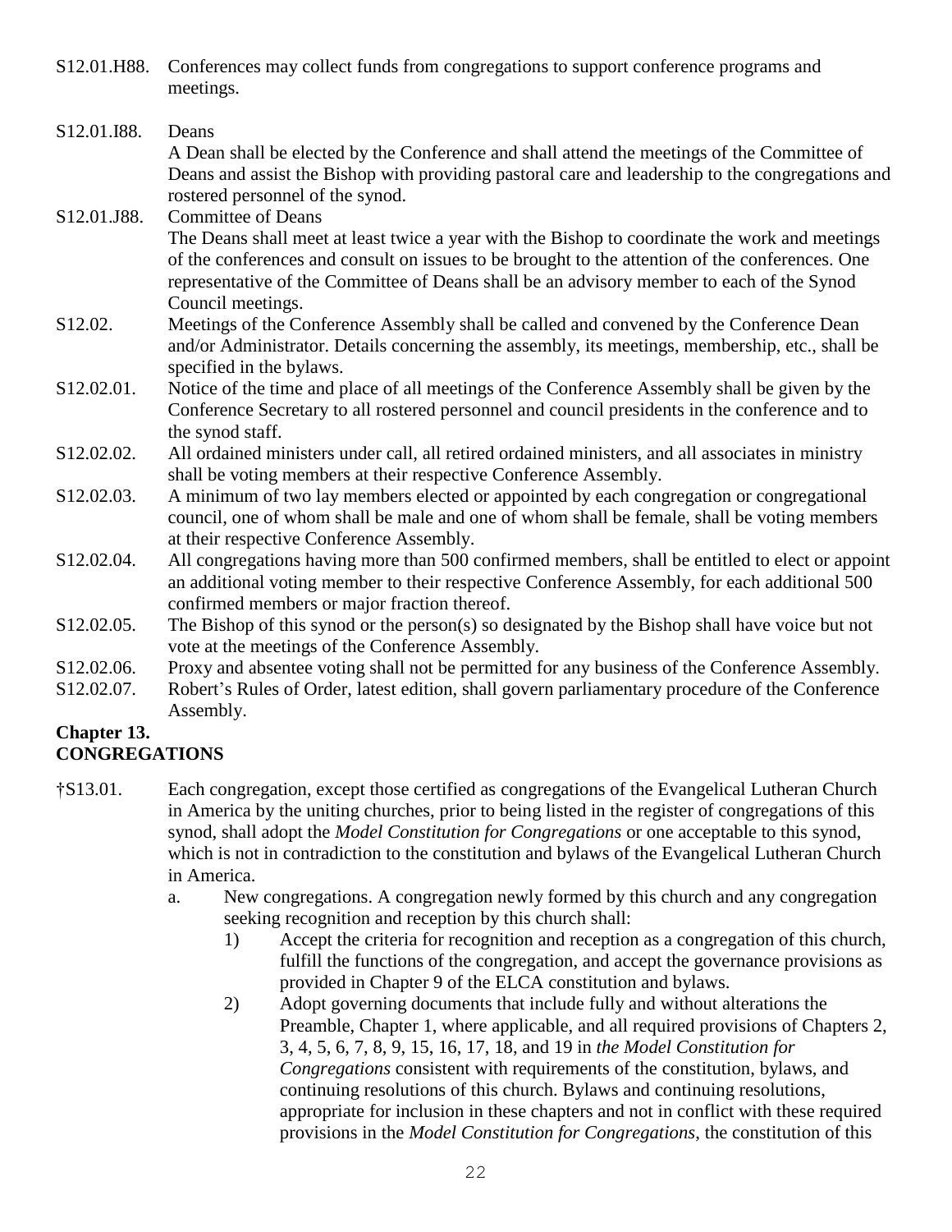S12.01.H88. Conferences may collect funds from congregations to support conference programs and meetings.

S12.01.I88. Deans
A Dean shall be elected by the Conference and shall attend the meetings of the Committee of Deans and assist the Bishop with providing pastoral care and leadership to the congregations and rostered personnel of the synod.

S12.01.J88. Committee of Deans
The Deans shall meet at least twice a year with the Bishop to coordinate the work and meetings of the conferences and consult on issues to be brought to the attention of the conferences. One representative of the Committee of Deans shall be an advisory member to each of the Synod Council meetings.

S12.02. Meetings of the Conference Assembly shall be called and convened by the Conference Dean and/or Administrator. Details concerning the assembly, its meetings, membership, etc., shall be specified in the bylaws.

S12.02.01. Notice of the time and place of all meetings of the Conference Assembly shall be given by the Conference Secretary to all rostered personnel and council presidents in the conference and to the synod staff.

S12.02.02. All ordained ministers under call, all retired ordained ministers, and all associates in ministry shall be voting members at their respective Conference Assembly.

S12.02.03. A minimum of two lay members elected or appointed by each congregation or congregational council, one of whom shall be male and one of whom shall be female, shall be voting members at their respective Conference Assembly.

S12.02.04. All congregations having more than 500 confirmed members, shall be entitled to elect or appoint an additional voting member to their respective Conference Assembly, for each additional 500 confirmed members or major fraction thereof.

S12.02.05. The Bishop of this synod or the person(s) so designated by the Bishop shall have voice but not vote at the meetings of the Conference Assembly.

S12.02.06. Proxy and absentee voting shall not be permitted for any business of the Conference Assembly.

S12.02.07. Robert's Rules of Order, latest edition, shall govern parliamentary procedure of the Conference Assembly.

## Chapter 13.
## CONGREGATIONS

†S13.01. Each congregation, except those certified as congregations of the Evangelical Lutheran Church in America by the uniting churches, prior to being listed in the register of congregations of this synod, shall adopt the *Model Constitution for Congregations* or one acceptable to this synod, which is not in contradiction to the constitution and bylaws of the Evangelical Lutheran Church in America.

a. New congregations. A congregation newly formed by this church and any congregation seeking recognition and reception by this church shall:
   1) Accept the criteria for recognition and reception as a congregation of this church, fulfill the functions of the congregation, and accept the governance provisions as provided in Chapter 9 of the ELCA constitution and bylaws.
   2) Adopt governing documents that include fully and without alterations the Preamble, Chapter 1, where applicable, and all required provisions of Chapters 2, 3, 4, 5, 6, 7, 8, 9, 15, 16, 17, 18, and 19 in *the Model Constitution for Congregations* consistent with requirements of the constitution, bylaws, and continuing resolutions of this church. Bylaws and continuing resolutions, appropriate for inclusion in these chapters and not in conflict with these required provisions in the *Model Constitution for Congregations*, the constitution of this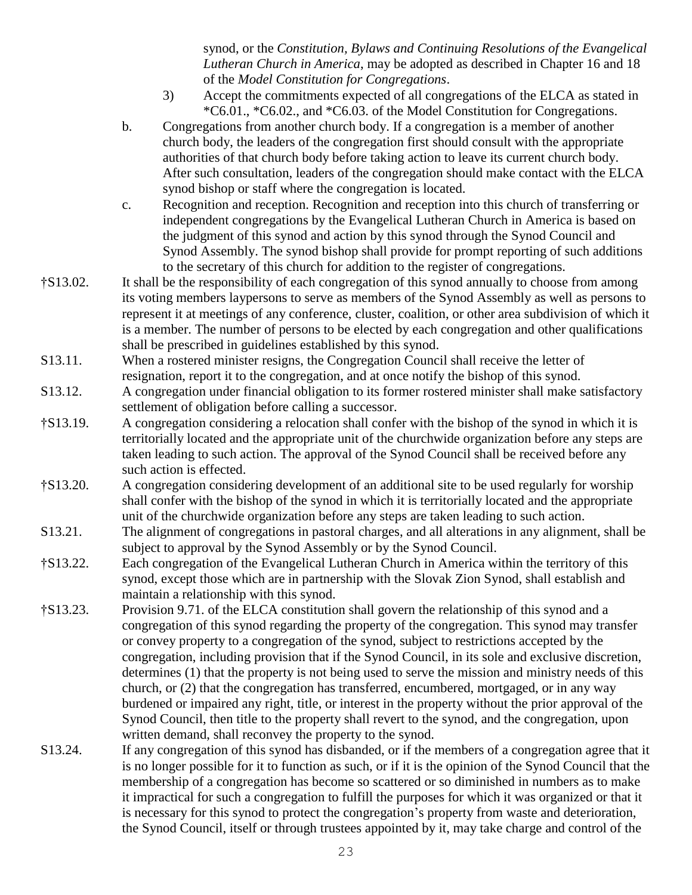synod, or the *Constitution, Bylaws and Continuing Resolutions of the Evangelical Lutheran Church in America*, may be adopted as described in Chapter 16 and 18 of the *Model Constitution for Congregations*.

3) Accept the commitments expected of all congregations of the ELCA as stated in *C6.01., *C6.02., and *C6.03. of the Model Constitution for Congregations.

b. Congregations from another church body. If a congregation is a member of another church body, the leaders of the congregation first should consult with the appropriate authorities of that church body before taking action to leave its current church body. After such consultation, leaders of the congregation should make contact with the ELCA synod bishop or staff where the congregation is located.

c. Recognition and reception. Recognition and reception into this church of transferring or independent congregations by the Evangelical Lutheran Church in America is based on the judgment of this synod and action by this synod through the Synod Council and Synod Assembly. The synod bishop shall provide for prompt reporting of such additions to the secretary of this church for addition to the register of congregations.

†S13.02. It shall be the responsibility of each congregation of this synod annually to choose from among its voting members laypersons to serve as members of the Synod Assembly as well as persons to represent it at meetings of any conference, cluster, coalition, or other area subdivision of which it is a member. The number of persons to be elected by each congregation and other qualifications shall be prescribed in guidelines established by this synod.

S13.11. When a rostered minister resigns, the Congregation Council shall receive the letter of resignation, report it to the congregation, and at once notify the bishop of this synod.

S13.12. A congregation under financial obligation to its former rostered minister shall make satisfactory settlement of obligation before calling a successor.

†S13.19. A congregation considering a relocation shall confer with the bishop of the synod in which it is territorially located and the appropriate unit of the churchwide organization before any steps are taken leading to such action. The approval of the Synod Council shall be received before any such action is effected.

†S13.20. A congregation considering development of an additional site to be used regularly for worship shall confer with the bishop of the synod in which it is territorially located and the appropriate unit of the churchwide organization before any steps are taken leading to such action.

S13.21. The alignment of congregations in pastoral charges, and all alterations in any alignment, shall be subject to approval by the Synod Assembly or by the Synod Council.

†S13.22. Each congregation of the Evangelical Lutheran Church in America within the territory of this synod, except those which are in partnership with the Slovak Zion Synod, shall establish and maintain a relationship with this synod.

†S13.23. Provision 9.71. of the ELCA constitution shall govern the relationship of this synod and a congregation of this synod regarding the property of the congregation. This synod may transfer or convey property to a congregation of the synod, subject to restrictions accepted by the congregation, including provision that if the Synod Council, in its sole and exclusive discretion, determines (1) that the property is not being used to serve the mission and ministry needs of this church, or (2) that the congregation has transferred, encumbered, mortgaged, or in any way burdened or impaired any right, title, or interest in the property without the prior approval of the Synod Council, then title to the property shall revert to the synod, and the congregation, upon written demand, shall reconvey the property to the synod.

S13.24. If any congregation of this synod has disbanded, or if the members of a congregation agree that it is no longer possible for it to function as such, or if it is the opinion of the Synod Council that the membership of a congregation has become so scattered or so diminished in numbers as to make it impractical for such a congregation to fulfill the purposes for which it was organized or that it is necessary for this synod to protect the congregation's property from waste and deterioration, the Synod Council, itself or through trustees appointed by it, may take charge and control of the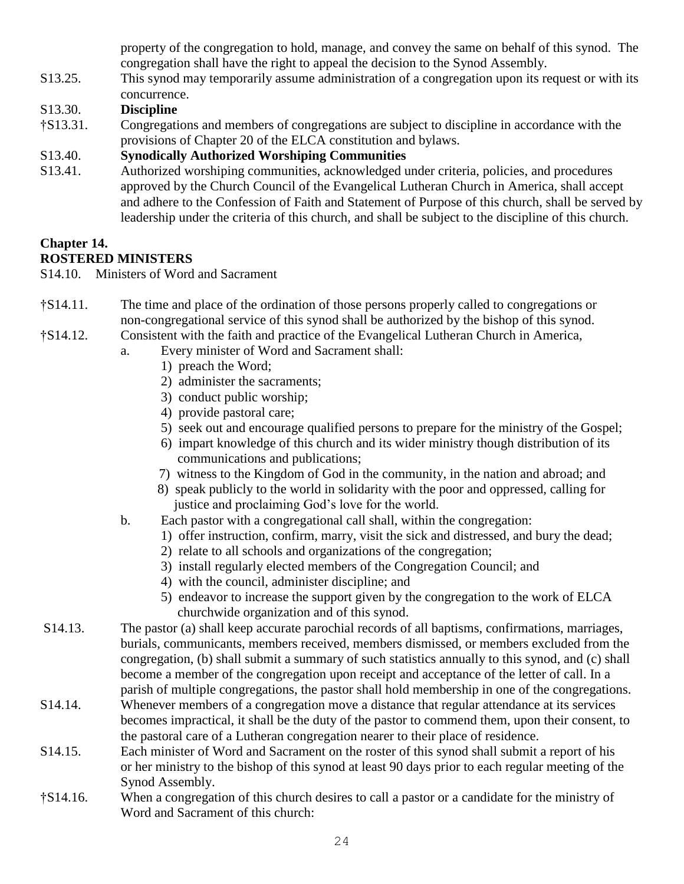property of the congregation to hold, manage, and convey the same on behalf of this synod. The congregation shall have the right to appeal the decision to the Synod Assembly.

S13.25. This synod may temporarily assume administration of a congregation upon its request or with its concurrence.

S13.30. **Discipline**

†S13.31. Congregations and members of congregations are subject to discipline in accordance with the provisions of Chapter 20 of the ELCA constitution and bylaws.

S13.40. **Synodically Authorized Worshiping Communities**

S13.41. Authorized worshiping communities, acknowledged under criteria, policies, and procedures approved by the Church Council of the Evangelical Lutheran Church in America, shall accept and adhere to the Confession of Faith and Statement of Purpose of this church, shall be served by leadership under the criteria of this church, and shall be subject to the discipline of this church.

## Chapter 14.
## ROSTERED MINISTERS

S14.10. Ministers of Word and Sacrament

†S14.11. The time and place of the ordination of those persons properly called to congregations or non-congregational service of this synod shall be authorized by the bishop of this synod.

†S14.12. Consistent with the faith and practice of the Evangelical Lutheran Church in America,

a. Every minister of Word and Sacrament shall:
   1) preach the Word;
   2) administer the sacraments;
   3) conduct public worship;
   4) provide pastoral care;
   5) seek out and encourage qualified persons to prepare for the ministry of the Gospel;
   6) impart knowledge of this church and its wider ministry though distribution of its communications and publications;
   7) witness to the Kingdom of God in the community, in the nation and abroad; and
   8) speak publicly to the world in solidarity with the poor and oppressed, calling for justice and proclaiming God's love for the world.

b. Each pastor with a congregational call shall, within the congregation:
   1) offer instruction, confirm, marry, visit the sick and distressed, and bury the dead;
   2) relate to all schools and organizations of the congregation;
   3) install regularly elected members of the Congregation Council; and
   4) with the council, administer discipline; and
   5) endeavor to increase the support given by the congregation to the work of ELCA churchwide organization and of this synod.

S14.13. The pastor (a) shall keep accurate parochial records of all baptisms, confirmations, marriages, burials, communicants, members received, members dismissed, or members excluded from the congregation, (b) shall submit a summary of such statistics annually to this synod, and (c) shall become a member of the congregation upon receipt and acceptance of the letter of call. In a parish of multiple congregations, the pastor shall hold membership in one of the congregations.

S14.14. Whenever members of a congregation move a distance that regular attendance at its services becomes impractical, it shall be the duty of the pastor to commend them, upon their consent, to the pastoral care of a Lutheran congregation nearer to their place of residence.

S14.15. Each minister of Word and Sacrament on the roster of this synod shall submit a report of his or her ministry to the bishop of this synod at least 90 days prior to each regular meeting of the Synod Assembly.

†S14.16. When a congregation of this church desires to call a pastor or a candidate for the ministry of Word and Sacrament of this church: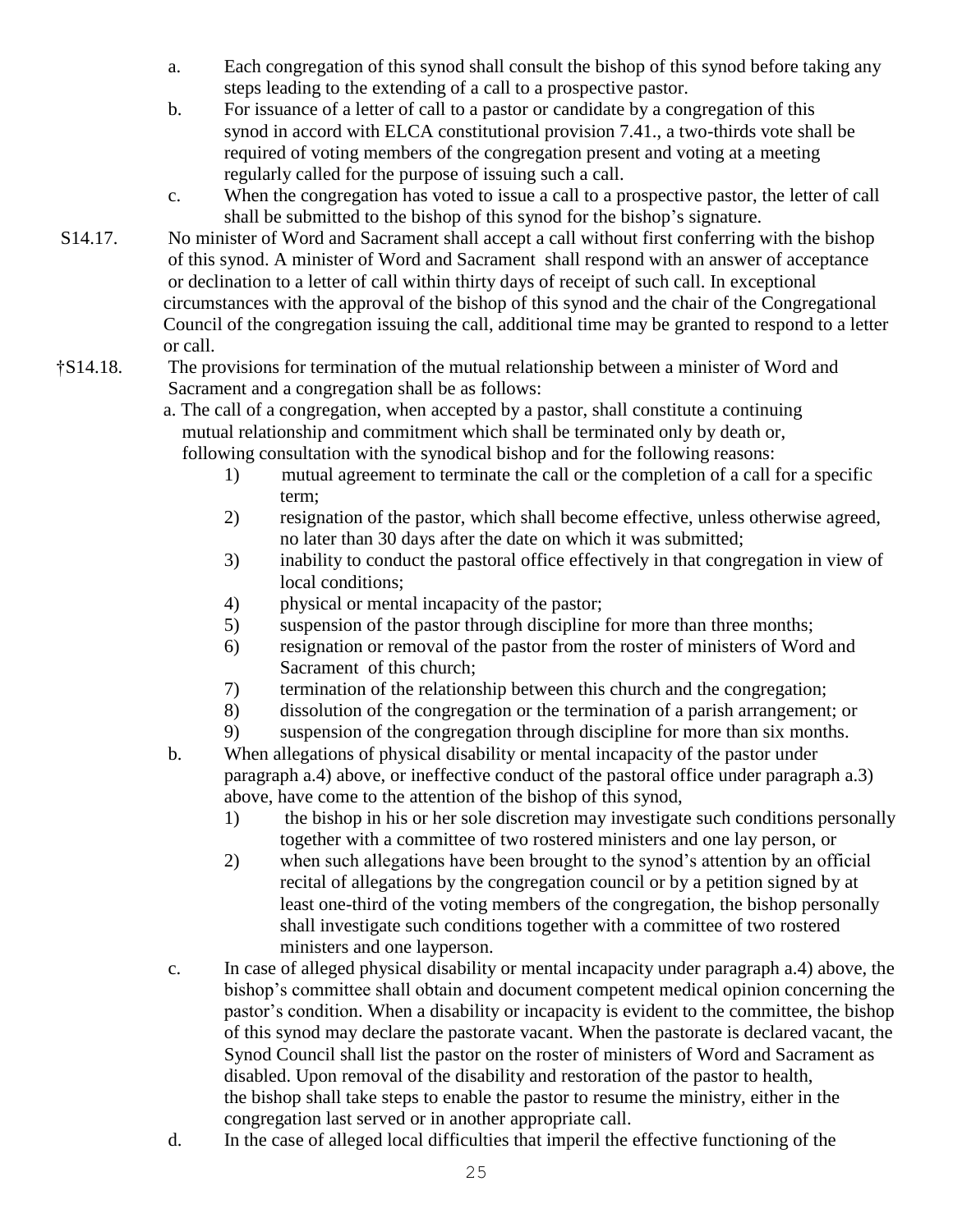a. Each congregation of this synod shall consult the bishop of this synod before taking any steps leading to the extending of a call to a prospective pastor.

b. For issuance of a letter of call to a pastor or candidate by a congregation of this synod in accord with ELCA constitutional provision 7.41., a two-thirds vote shall be required of voting members of the congregation present and voting at a meeting regularly called for the purpose of issuing such a call.

c. When the congregation has voted to issue a call to a prospective pastor, the letter of call shall be submitted to the bishop of this synod for the bishop's signature.

S14.17. No minister of Word and Sacrament shall accept a call without first conferring with the bishop of this synod. A minister of Word and Sacrament shall respond with an answer of acceptance or declination to a letter of call within thirty days of receipt of such call. In exceptional circumstances with the approval of the bishop of this synod and the chair of the Congregational Council of the congregation issuing the call, additional time may be granted to respond to a letter or call.

†S14.18. The provisions for termination of the mutual relationship between a minister of Word and Sacrament and a congregation shall be as follows:

a. The call of a congregation, when accepted by a pastor, shall constitute a continuing mutual relationship and commitment which shall be terminated only by death or, following consultation with the synodical bishop and for the following reasons:

1) mutual agreement to terminate the call or the completion of a call for a specific term;
2) resignation of the pastor, which shall become effective, unless otherwise agreed, no later than 30 days after the date on which it was submitted;
3) inability to conduct the pastoral office effectively in that congregation in view of local conditions;
4) physical or mental incapacity of the pastor;
5) suspension of the pastor through discipline for more than three months;
6) resignation or removal of the pastor from the roster of ministers of Word and Sacrament of this church;
7) termination of the relationship between this church and the congregation;
8) dissolution of the congregation or the termination of a parish arrangement; or
9) suspension of the congregation through discipline for more than six months.

b. When allegations of physical disability or mental incapacity of the pastor under paragraph a.4) above, or ineffective conduct of the pastoral office under paragraph a.3) above, have come to the attention of the bishop of this synod,

1) the bishop in his or her sole discretion may investigate such conditions personally together with a committee of two rostered ministers and one lay person, or
2) when such allegations have been brought to the synod's attention by an official recital of allegations by the congregation council or by a petition signed by at least one-third of the voting members of the congregation, the bishop personally shall investigate such conditions together with a committee of two rostered ministers and one layperson.

c. In case of alleged physical disability or mental incapacity under paragraph a.4) above, the bishop's committee shall obtain and document competent medical opinion concerning the pastor's condition. When a disability or incapacity is evident to the committee, the bishop of this synod may declare the pastorate vacant. When the pastorate is declared vacant, the Synod Council shall list the pastor on the roster of ministers of Word and Sacrament as disabled. Upon removal of the disability and restoration of the pastor to health, the bishop shall take steps to enable the pastor to resume the ministry, either in the congregation last served or in another appropriate call.

d. In the case of alleged local difficulties that imperil the effective functioning of the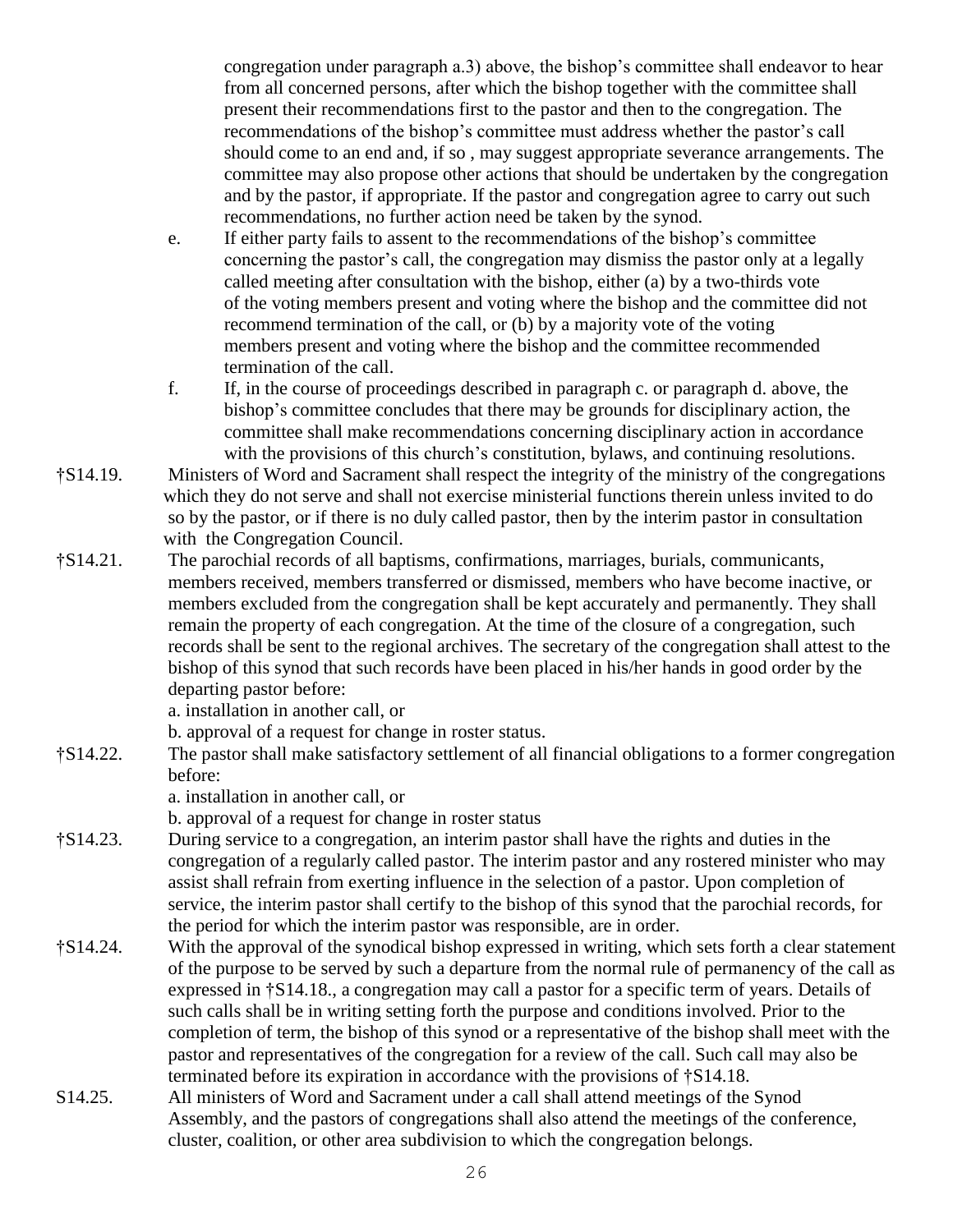congregation under paragraph a.3) above, the bishop's committee shall endeavor to hear from all concerned persons, after which the bishop together with the committee shall present their recommendations first to the pastor and then to the congregation. The recommendations of the bishop's committee must address whether the pastor's call should come to an end and, if so , may suggest appropriate severance arrangements. The committee may also propose other actions that should be undertaken by the congregation and by the pastor, if appropriate. If the pastor and congregation agree to carry out such recommendations, no further action need be taken by the synod.

e. If either party fails to assent to the recommendations of the bishop's committee concerning the pastor's call, the congregation may dismiss the pastor only at a legally called meeting after consultation with the bishop, either (a) by a two-thirds vote of the voting members present and voting where the bishop and the committee did not recommend termination of the call, or (b) by a majority vote of the voting members present and voting where the bishop and the committee recommended termination of the call.

f. If, in the course of proceedings described in paragraph c. or paragraph d. above, the bishop's committee concludes that there may be grounds for disciplinary action, the committee shall make recommendations concerning disciplinary action in accordance with the provisions of this church's constitution, bylaws, and continuing resolutions.

†S14.19. Ministers of Word and Sacrament shall respect the integrity of the ministry of the congregations which they do not serve and shall not exercise ministerial functions therein unless invited to do so by the pastor, or if there is no duly called pastor, then by the interim pastor in consultation with the Congregation Council.

†S14.21. The parochial records of all baptisms, confirmations, marriages, burials, communicants, members received, members transferred or dismissed, members who have become inactive, or members excluded from the congregation shall be kept accurately and permanently. They shall remain the property of each congregation. At the time of the closure of a congregation, such records shall be sent to the regional archives. The secretary of the congregation shall attest to the bishop of this synod that such records have been placed in his/her hands in good order by the departing pastor before:

a. installation in another call, or

b. approval of a request for change in roster status.

†S14.22. The pastor shall make satisfactory settlement of all financial obligations to a former congregation before:

a. installation in another call, or

b. approval of a request for change in roster status

†S14.23. During service to a congregation, an interim pastor shall have the rights and duties in the congregation of a regularly called pastor. The interim pastor and any rostered minister who may assist shall refrain from exerting influence in the selection of a pastor. Upon completion of service, the interim pastor shall certify to the bishop of this synod that the parochial records, for the period for which the interim pastor was responsible, are in order.

†S14.24. With the approval of the synodical bishop expressed in writing, which sets forth a clear statement of the purpose to be served by such a departure from the normal rule of permanency of the call as expressed in †S14.18., a congregation may call a pastor for a specific term of years. Details of such calls shall be in writing setting forth the purpose and conditions involved. Prior to the completion of term, the bishop of this synod or a representative of the bishop shall meet with the pastor and representatives of the congregation for a review of the call. Such call may also be terminated before its expiration in accordance with the provisions of †S14.18.

S14.25. All ministers of Word and Sacrament under a call shall attend meetings of the Synod Assembly, and the pastors of congregations shall also attend the meetings of the conference, cluster, coalition, or other area subdivision to which the congregation belongs.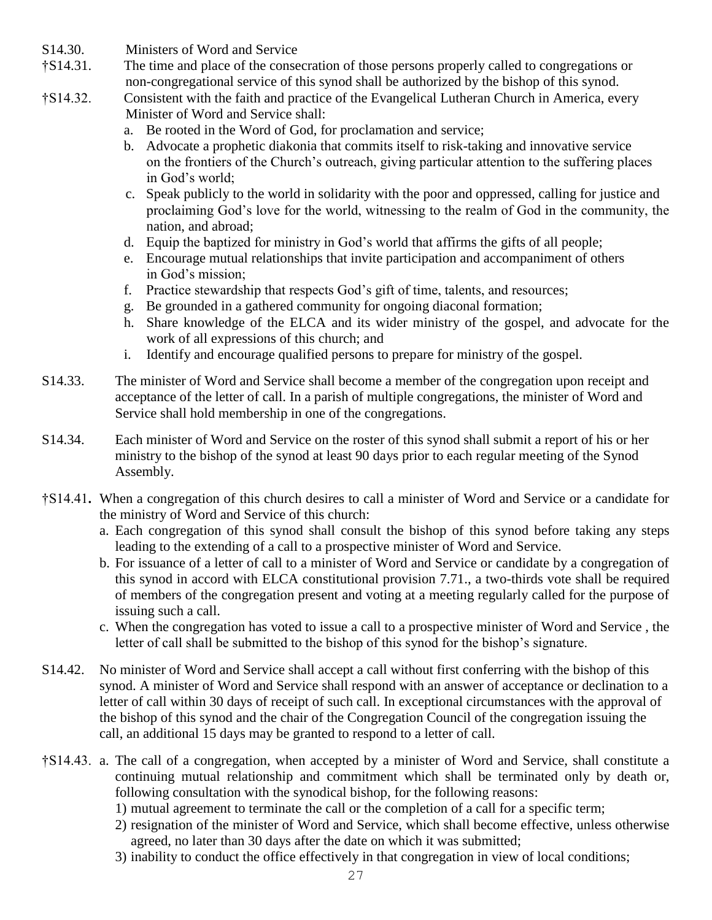S14.30. Ministers of Word and Service

†S14.31. The time and place of the consecration of those persons properly called to congregations or non-congregational service of this synod shall be authorized by the bishop of this synod.

†S14.32. Consistent with the faith and practice of the Evangelical Lutheran Church in America, every Minister of Word and Service shall:

a. Be rooted in the Word of God, for proclamation and service;
b. Advocate a prophetic diakonia that commits itself to risk-taking and innovative service on the frontiers of the Church's outreach, giving particular attention to the suffering places in God's world;
c. Speak publicly to the world in solidarity with the poor and oppressed, calling for justice and proclaiming God's love for the world, witnessing to the realm of God in the community, the nation, and abroad;
d. Equip the baptized for ministry in God's world that affirms the gifts of all people;
e. Encourage mutual relationships that invite participation and accompaniment of others in God's mission;
f. Practice stewardship that respects God's gift of time, talents, and resources;
g. Be grounded in a gathered community for ongoing diaconal formation;
h. Share knowledge of the ELCA and its wider ministry of the gospel, and advocate for the work of all expressions of this church; and
i. Identify and encourage qualified persons to prepare for ministry of the gospel.

S14.33. The minister of Word and Service shall become a member of the congregation upon receipt and acceptance of the letter of call. In a parish of multiple congregations, the minister of Word and Service shall hold membership in one of the congregations.

S14.34. Each minister of Word and Service on the roster of this synod shall submit a report of his or her ministry to the bishop of the synod at least 90 days prior to each regular meeting of the Synod Assembly.

**†S14.41.** When a congregation of this church desires to call a minister of Word and Service or a candidate for the ministry of Word and Service of this church:

a. Each congregation of this synod shall consult the bishop of this synod before taking any steps leading to the extending of a call to a prospective minister of Word and Service.
b. For issuance of a letter of call to a minister of Word and Service or candidate by a congregation of this synod in accord with ELCA constitutional provision 7.71., a two-thirds vote shall be required of members of the congregation present and voting at a meeting regularly called for the purpose of issuing such a call.
c. When the congregation has voted to issue a call to a prospective minister of Word and Service , the letter of call shall be submitted to the bishop of this synod for the bishop's signature.

S14.42. No minister of Word and Service shall accept a call without first conferring with the bishop of this synod. A minister of Word and Service shall respond with an answer of acceptance or declination to a letter of call within 30 days of receipt of such call. In exceptional circumstances with the approval of the bishop of this synod and the chair of the Congregation Council of the congregation issuing the call, an additional 15 days may be granted to respond to a letter of call.

†S14.43. a. The call of a congregation, when accepted by a minister of Word and Service, shall constitute a continuing mutual relationship and commitment which shall be terminated only by death or, following consultation with the synodical bishop, for the following reasons:

1) mutual agreement to terminate the call or the completion of a call for a specific term;
2) resignation of the minister of Word and Service, which shall become effective, unless otherwise agreed, no later than 30 days after the date on which it was submitted;
3) inability to conduct the office effectively in that congregation in view of local conditions;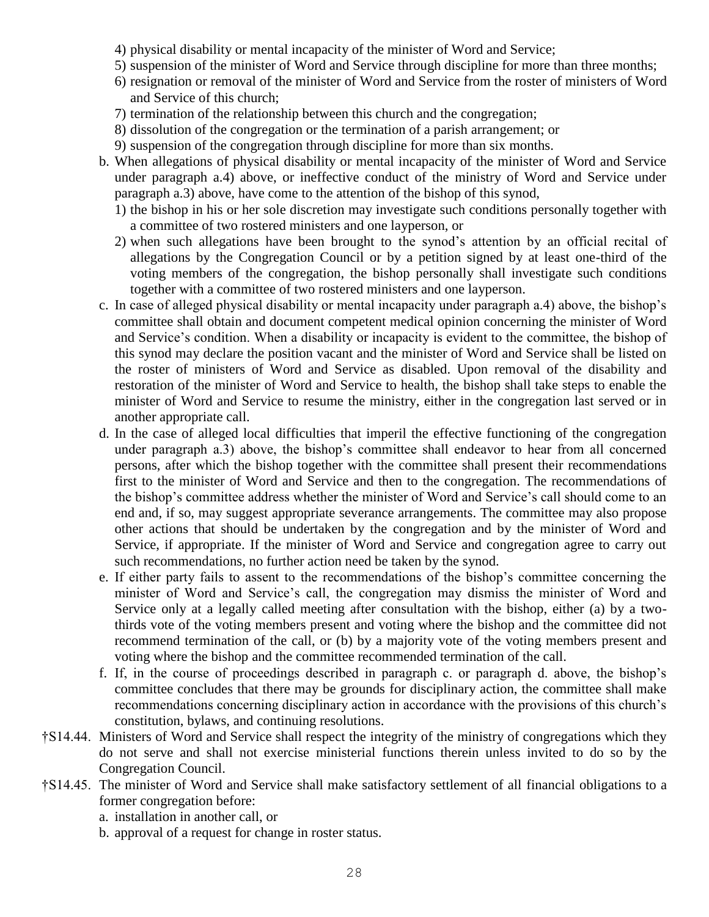4) physical disability or mental incapacity of the minister of Word and Service;
5) suspension of the minister of Word and Service through discipline for more than three months;
6) resignation or removal of the minister of Word and Service from the roster of ministers of Word and Service of this church;
7) termination of the relationship between this church and the congregation;
8) dissolution of the congregation or the termination of a parish arrangement; or
9) suspension of the congregation through discipline for more than six months.

b. When allegations of physical disability or mental incapacity of the minister of Word and Service under paragraph a.4) above, or ineffective conduct of the ministry of Word and Service under paragraph a.3) above, have come to the attention of the bishop of this synod,
   1) the bishop in his or her sole discretion may investigate such conditions personally together with a committee of two rostered ministers and one layperson, or
   2) when such allegations have been brought to the synod's attention by an official recital of allegations by the Congregation Council or by a petition signed by at least one-third of the voting members of the congregation, the bishop personally shall investigate such conditions together with a committee of two rostered ministers and one layperson.

c. In case of alleged physical disability or mental incapacity under paragraph a.4) above, the bishop's committee shall obtain and document competent medical opinion concerning the minister of Word and Service's condition. When a disability or incapacity is evident to the committee, the bishop of this synod may declare the position vacant and the minister of Word and Service shall be listed on the roster of ministers of Word and Service as disabled. Upon removal of the disability and restoration of the minister of Word and Service to health, the bishop shall take steps to enable the minister of Word and Service to resume the ministry, either in the congregation last served or in another appropriate call.

d. In the case of alleged local difficulties that imperil the effective functioning of the congregation under paragraph a.3) above, the bishop's committee shall endeavor to hear from all concerned persons, after which the bishop together with the committee shall present their recommendations first to the minister of Word and Service and then to the congregation. The recommendations of the bishop's committee address whether the minister of Word and Service's call should come to an end and, if so, may suggest appropriate severance arrangements. The committee may also propose other actions that should be undertaken by the congregation and by the minister of Word and Service, if appropriate. If the minister of Word and Service and congregation agree to carry out such recommendations, no further action need be taken by the synod.

e. If either party fails to assent to the recommendations of the bishop's committee concerning the minister of Word and Service's call, the congregation may dismiss the minister of Word and Service only at a legally called meeting after consultation with the bishop, either (a) by a two-thirds vote of the voting members present and voting where the bishop and the committee did not recommend termination of the call, or (b) by a majority vote of the voting members present and voting where the bishop and the committee recommended termination of the call.

f. If, in the course of proceedings described in paragraph c. or paragraph d. above, the bishop's committee concludes that there may be grounds for disciplinary action, the committee shall make recommendations concerning disciplinary action in accordance with the provisions of this church's constitution, bylaws, and continuing resolutions.

†S14.44. Ministers of Word and Service shall respect the integrity of the ministry of congregations which they do not serve and shall not exercise ministerial functions therein unless invited to do so by the Congregation Council.

†S14.45. The minister of Word and Service shall make satisfactory settlement of all financial obligations to a former congregation before:

a. installation in another call, or
b. approval of a request for change in roster status.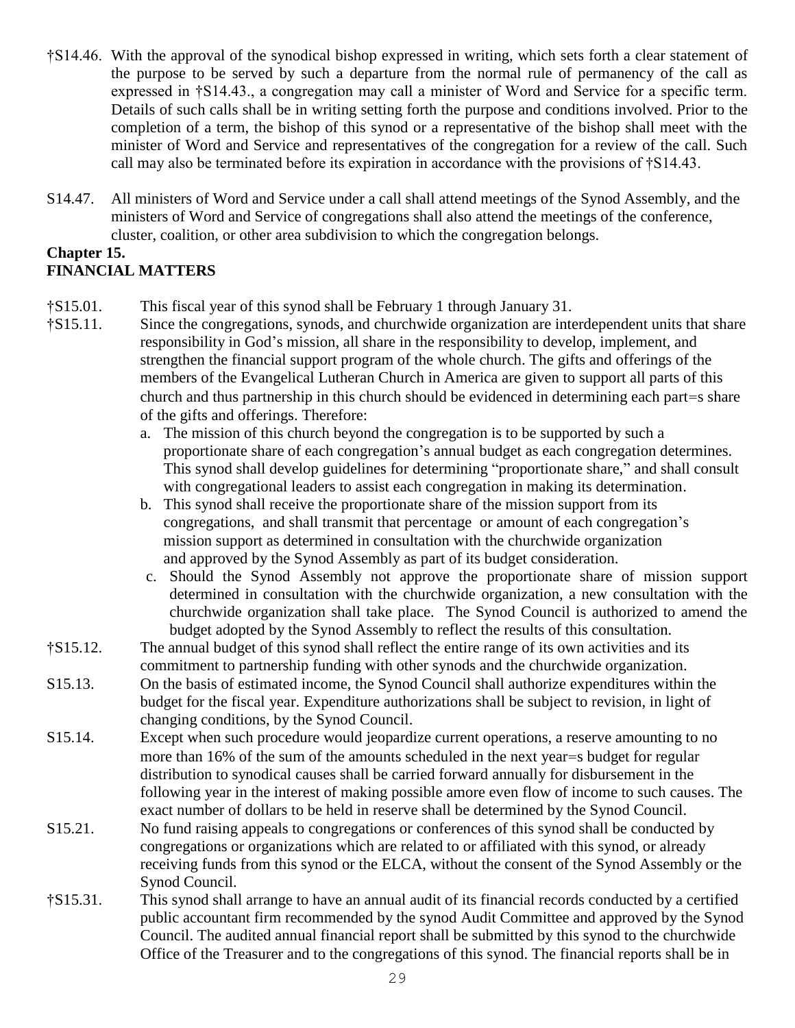†S14.46. With the approval of the synodical bishop expressed in writing, which sets forth a clear statement of the purpose to be served by such a departure from the normal rule of permanency of the call as expressed in †S14.43., a congregation may call a minister of Word and Service for a specific term. Details of such calls shall be in writing setting forth the purpose and conditions involved. Prior to the completion of a term, the bishop of this synod or a representative of the bishop shall meet with the minister of Word and Service and representatives of the congregation for a review of the call. Such call may also be terminated before its expiration in accordance with the provisions of †S14.43.

S14.47. All ministers of Word and Service under a call shall attend meetings of the Synod Assembly, and the ministers of Word and Service of congregations shall also attend the meetings of the conference, cluster, coalition, or other area subdivision to which the congregation belongs.

**Chapter 15.**
**FINANCIAL MATTERS**

†S15.01. This fiscal year of this synod shall be February 1 through January 31.

†S15.11. Since the congregations, synods, and churchwide organization are interdependent units that share responsibility in God's mission, all share in the responsibility to develop, implement, and strengthen the financial support program of the whole church. The gifts and offerings of the members of the Evangelical Lutheran Church in America are given to support all parts of this church and thus partnership in this church should be evidenced in determining each part=s share of the gifts and offerings. Therefore:

a. The mission of this church beyond the congregation is to be supported by such a proportionate share of each congregation's annual budget as each congregation determines. This synod shall develop guidelines for determining "proportionate share," and shall consult with congregational leaders to assist each congregation in making its determination.
b. This synod shall receive the proportionate share of the mission support from its congregations, and shall transmit that percentage or amount of each congregation's mission support as determined in consultation with the churchwide organization and approved by the Synod Assembly as part of its budget consideration.
c. Should the Synod Assembly not approve the proportionate share of mission support determined in consultation with the churchwide organization, a new consultation with the churchwide organization shall take place. The Synod Council is authorized to amend the budget adopted by the Synod Assembly to reflect the results of this consultation.

†S15.12. The annual budget of this synod shall reflect the entire range of its own activities and its commitment to partnership funding with other synods and the churchwide organization.

S15.13. On the basis of estimated income, the Synod Council shall authorize expenditures within the budget for the fiscal year. Expenditure authorizations shall be subject to revision, in light of changing conditions, by the Synod Council.

S15.14. Except when such procedure would jeopardize current operations, a reserve amounting to no more than 16% of the sum of the amounts scheduled in the next year=s budget for regular distribution to synodical causes shall be carried forward annually for disbursement in the following year in the interest of making possible amore even flow of income to such causes. The exact number of dollars to be held in reserve shall be determined by the Synod Council.

S15.21. No fund raising appeals to congregations or conferences of this synod shall be conducted by congregations or organizations which are related to or affiliated with this synod, or already receiving funds from this synod or the ELCA, without the consent of the Synod Assembly or the Synod Council.

†S15.31. This synod shall arrange to have an annual audit of its financial records conducted by a certified public accountant firm recommended by the synod Audit Committee and approved by the Synod Council. The audited annual financial report shall be submitted by this synod to the churchwide Office of the Treasurer and to the congregations of this synod. The financial reports shall be in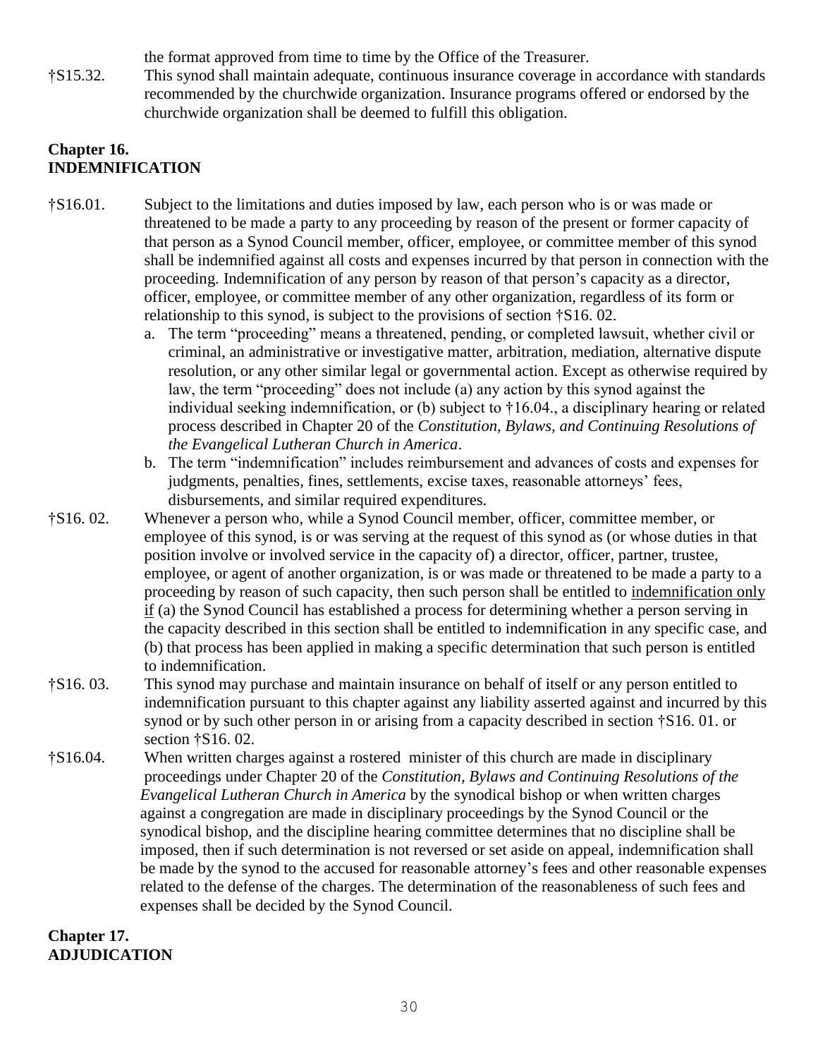the format approved from time to time by the Office of the Treasurer.

†S15.32. This synod shall maintain adequate, continuous insurance coverage in accordance with standards recommended by the churchwide organization. Insurance programs offered or endorsed by the churchwide organization shall be deemed to fulfill this obligation.

## Chapter 16.
## INDEMNIFICATION

†S16.01. Subject to the limitations and duties imposed by law, each person who is or was made or threatened to be made a party to any proceeding by reason of the present or former capacity of that person as a Synod Council member, officer, employee, or committee member of this synod shall be indemnified against all costs and expenses incurred by that person in connection with the proceeding. Indemnification of any person by reason of that person's capacity as a director, officer, employee, or committee member of any other organization, regardless of its form or relationship to this synod, is subject to the provisions of section †S16. 02.

a. The term "proceeding" means a threatened, pending, or completed lawsuit, whether civil or criminal, an administrative or investigative matter, arbitration, mediation, alternative dispute resolution, or any other similar legal or governmental action. Except as otherwise required by law, the term "proceeding" does not include (a) any action by this synod against the individual seeking indemnification, or (b) subject to †16.04., a disciplinary hearing or related process described in Chapter 20 of the *Constitution, Bylaws, and Continuing Resolutions of the Evangelical Lutheran Church in America*.

b. The term "indemnification" includes reimbursement and advances of costs and expenses for judgments, penalties, fines, settlements, excise taxes, reasonable attorneys' fees, disbursements, and similar required expenditures.

†S16. 02. Whenever a person who, while a Synod Council member, officer, committee member, or employee of this synod, is or was serving at the request of this synod as (or whose duties in that position involve or involved service in the capacity of) a director, officer, partner, trustee, employee, or agent of another organization, is or was made or threatened to be made a party to a proceeding by reason of such capacity, then such person shall be entitled to <u>indemnification only if</u> (a) the Synod Council has established a process for determining whether a person serving in the capacity described in this section shall be entitled to indemnification in any specific case, and (b) that process has been applied in making a specific determination that such person is entitled to indemnification.

†S16. 03. This synod may purchase and maintain insurance on behalf of itself or any person entitled to indemnification pursuant to this chapter against any liability asserted against and incurred by this synod or by such other person in or arising from a capacity described in section †S16. 01. or section †S16. 02.

†S16.04. When written charges against a rostered minister of this church are made in disciplinary proceedings under Chapter 20 of the *Constitution, Bylaws and Continuing Resolutions of the Evangelical Lutheran Church in America* by the synodical bishop or when written charges against a congregation are made in disciplinary proceedings by the Synod Council or the synodical bishop, and the discipline hearing committee determines that no discipline shall be imposed, then if such determination is not reversed or set aside on appeal, indemnification shall be made by the synod to the accused for reasonable attorney's fees and other reasonable expenses related to the defense of the charges. The determination of the reasonableness of such fees and expenses shall be decided by the Synod Council.

## Chapter 17.
## ADJUDICATION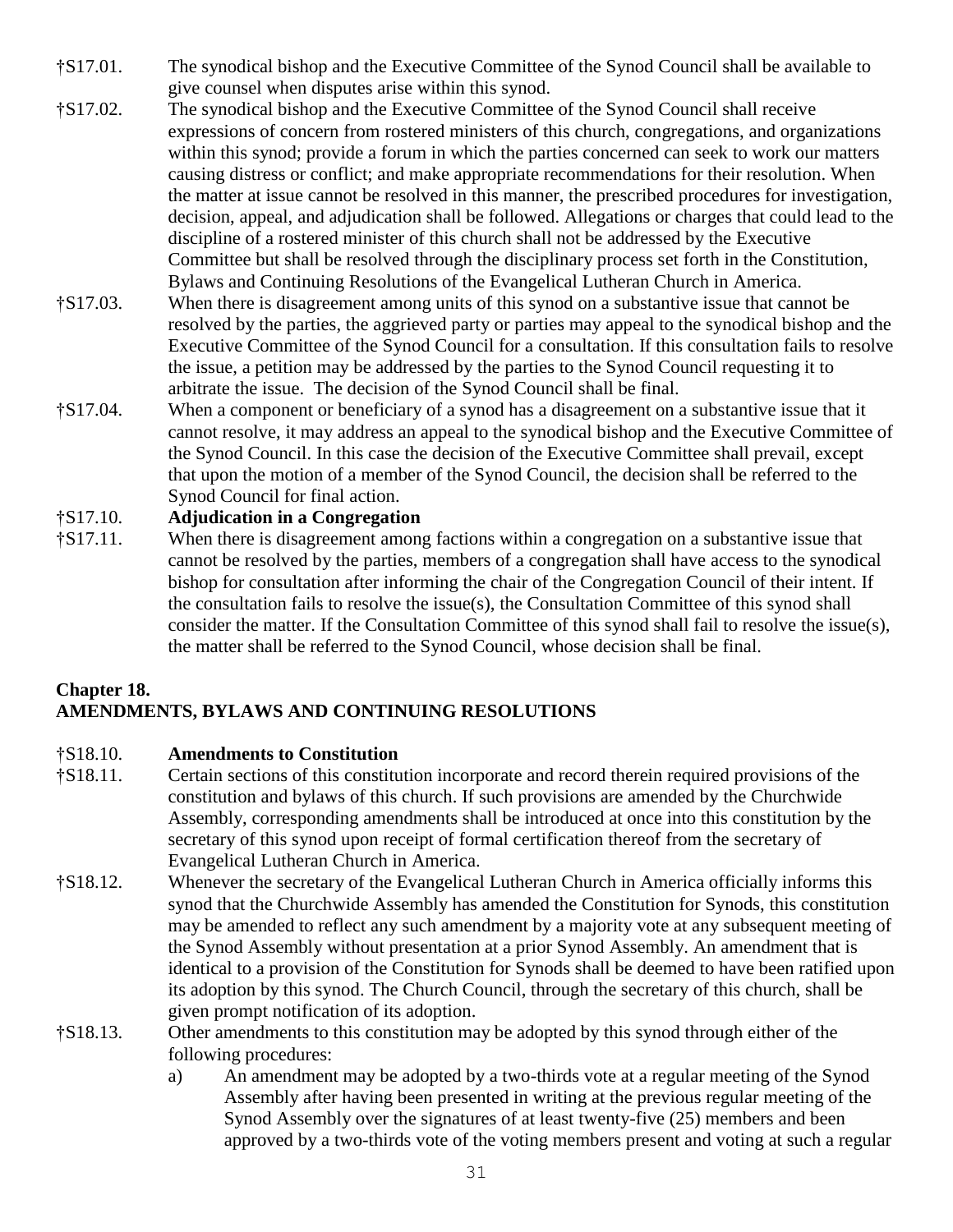†S17.01. The synodical bishop and the Executive Committee of the Synod Council shall be available to give counsel when disputes arise within this synod.

†S17.02. The synodical bishop and the Executive Committee of the Synod Council shall receive expressions of concern from rostered ministers of this church, congregations, and organizations within this synod; provide a forum in which the parties concerned can seek to work our matters causing distress or conflict; and make appropriate recommendations for their resolution. When the matter at issue cannot be resolved in this manner, the prescribed procedures for investigation, decision, appeal, and adjudication shall be followed. Allegations or charges that could lead to the discipline of a rostered minister of this church shall not be addressed by the Executive Committee but shall be resolved through the disciplinary process set forth in the Constitution, Bylaws and Continuing Resolutions of the Evangelical Lutheran Church in America.

†S17.03. When there is disagreement among units of this synod on a substantive issue that cannot be resolved by the parties, the aggrieved party or parties may appeal to the synodical bishop and the Executive Committee of the Synod Council for a consultation. If this consultation fails to resolve the issue, a petition may be addressed by the parties to the Synod Council requesting it to arbitrate the issue. The decision of the Synod Council shall be final.

†S17.04. When a component or beneficiary of a synod has a disagreement on a substantive issue that it cannot resolve, it may address an appeal to the synodical bishop and the Executive Committee of the Synod Council. In this case the decision of the Executive Committee shall prevail, except that upon the motion of a member of the Synod Council, the decision shall be referred to the Synod Council for final action.

**†S17.10. Adjudication in a Congregation**

†S17.11. When there is disagreement among factions within a congregation on a substantive issue that cannot be resolved by the parties, members of a congregation shall have access to the synodical bishop for consultation after informing the chair of the Congregation Council of their intent. If the consultation fails to resolve the issue(s), the Consultation Committee of this synod shall consider the matter. If the Consultation Committee of this synod shall fail to resolve the issue(s), the matter shall be referred to the Synod Council, whose decision shall be final.

## Chapter 18.
## AMENDMENTS, BYLAWS AND CONTINUING RESOLUTIONS

**†S18.10. Amendments to Constitution**

†S18.11. Certain sections of this constitution incorporate and record therein required provisions of the constitution and bylaws of this church. If such provisions are amended by the Churchwide Assembly, corresponding amendments shall be introduced at once into this constitution by the secretary of this synod upon receipt of formal certification thereof from the secretary of Evangelical Lutheran Church in America.

†S18.12. Whenever the secretary of the Evangelical Lutheran Church in America officially informs this synod that the Churchwide Assembly has amended the Constitution for Synods, this constitution may be amended to reflect any such amendment by a majority vote at any subsequent meeting of the Synod Assembly without presentation at a prior Synod Assembly. An amendment that is identical to a provision of the Constitution for Synods shall be deemed to have been ratified upon its adoption by this synod. The Church Council, through the secretary of this church, shall be given prompt notification of its adoption.

†S18.13. Other amendments to this constitution may be adopted by this synod through either of the following procedures:

a) An amendment may be adopted by a two-thirds vote at a regular meeting of the Synod Assembly after having been presented in writing at the previous regular meeting of the Synod Assembly over the signatures of at least twenty-five (25) members and been approved by a two-thirds vote of the voting members present and voting at such a regular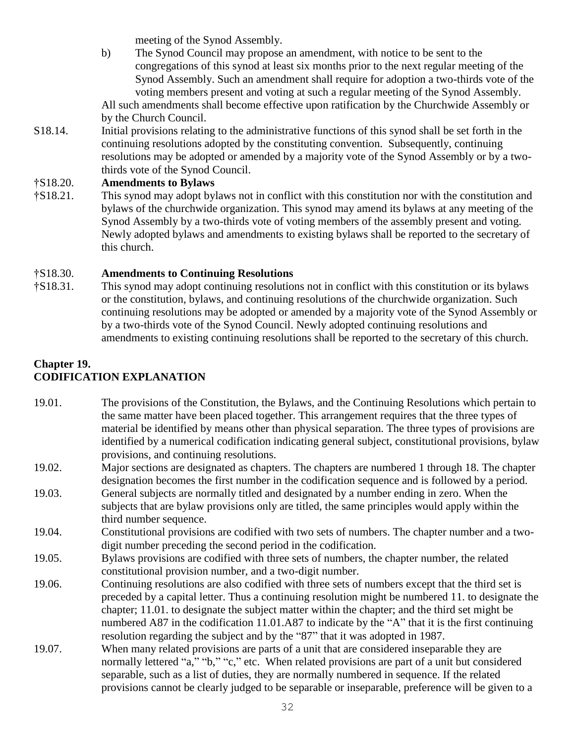meeting of the Synod Assembly.

b) The Synod Council may propose an amendment, with notice to be sent to the congregations of this synod at least six months prior to the next regular meeting of the Synod Assembly. Such an amendment shall require for adoption a two-thirds vote of the voting members present and voting at such a regular meeting of the Synod Assembly.

All such amendments shall become effective upon ratification by the Churchwide Assembly or by the Church Council.

S18.14. Initial provisions relating to the administrative functions of this synod shall be set forth in the continuing resolutions adopted by the constituting convention. Subsequently, continuing resolutions may be adopted or amended by a majority vote of the Synod Assembly or by a two-thirds vote of the Synod Council.

**†S18.20. Amendments to Bylaws**

†S18.21. This synod may adopt bylaws not in conflict with this constitution nor with the constitution and bylaws of the churchwide organization. This synod may amend its bylaws at any meeting of the Synod Assembly by a two-thirds vote of voting members of the assembly present and voting. Newly adopted bylaws and amendments to existing bylaws shall be reported to the secretary of this church.

**†S18.30. Amendments to Continuing Resolutions**

†S18.31. This synod may adopt continuing resolutions not in conflict with this constitution or its bylaws or the constitution, bylaws, and continuing resolutions of the churchwide organization. Such continuing resolutions may be adopted or amended by a majority vote of the Synod Assembly or by a two-thirds vote of the Synod Council. Newly adopted continuing resolutions and amendments to existing continuing resolutions shall be reported to the secretary of this church.

## Chapter 19.
## CODIFICATION EXPLANATION

19.01. The provisions of the Constitution, the Bylaws, and the Continuing Resolutions which pertain to the same matter have been placed together. This arrangement requires that the three types of material be identified by means other than physical separation. The three types of provisions are identified by a numerical codification indicating general subject, constitutional provisions, bylaw provisions, and continuing resolutions.

19.02. Major sections are designated as chapters. The chapters are numbered 1 through 18. The chapter designation becomes the first number in the codification sequence and is followed by a period.

19.03. General subjects are normally titled and designated by a number ending in zero. When the subjects that are bylaw provisions only are titled, the same principles would apply within the third number sequence.

19.04. Constitutional provisions are codified with two sets of numbers. The chapter number and a two-digit number preceding the second period in the codification.

19.05. Bylaws provisions are codified with three sets of numbers, the chapter number, the related constitutional provision number, and a two-digit number.

19.06. Continuing resolutions are also codified with three sets of numbers except that the third set is preceded by a capital letter. Thus a continuing resolution might be numbered 11. to designate the chapter; 11.01. to designate the subject matter within the chapter; and the third set might be numbered A87 in the codification 11.01.A87 to indicate by the "A" that it is the first continuing resolution regarding the subject and by the "87" that it was adopted in 1987.

19.07. When many related provisions are parts of a unit that are considered inseparable they are normally lettered "a," "b," "c," etc. When related provisions are part of a unit but considered separable, such as a list of duties, they are normally numbered in sequence. If the related provisions cannot be clearly judged to be separable or inseparable, preference will be given to a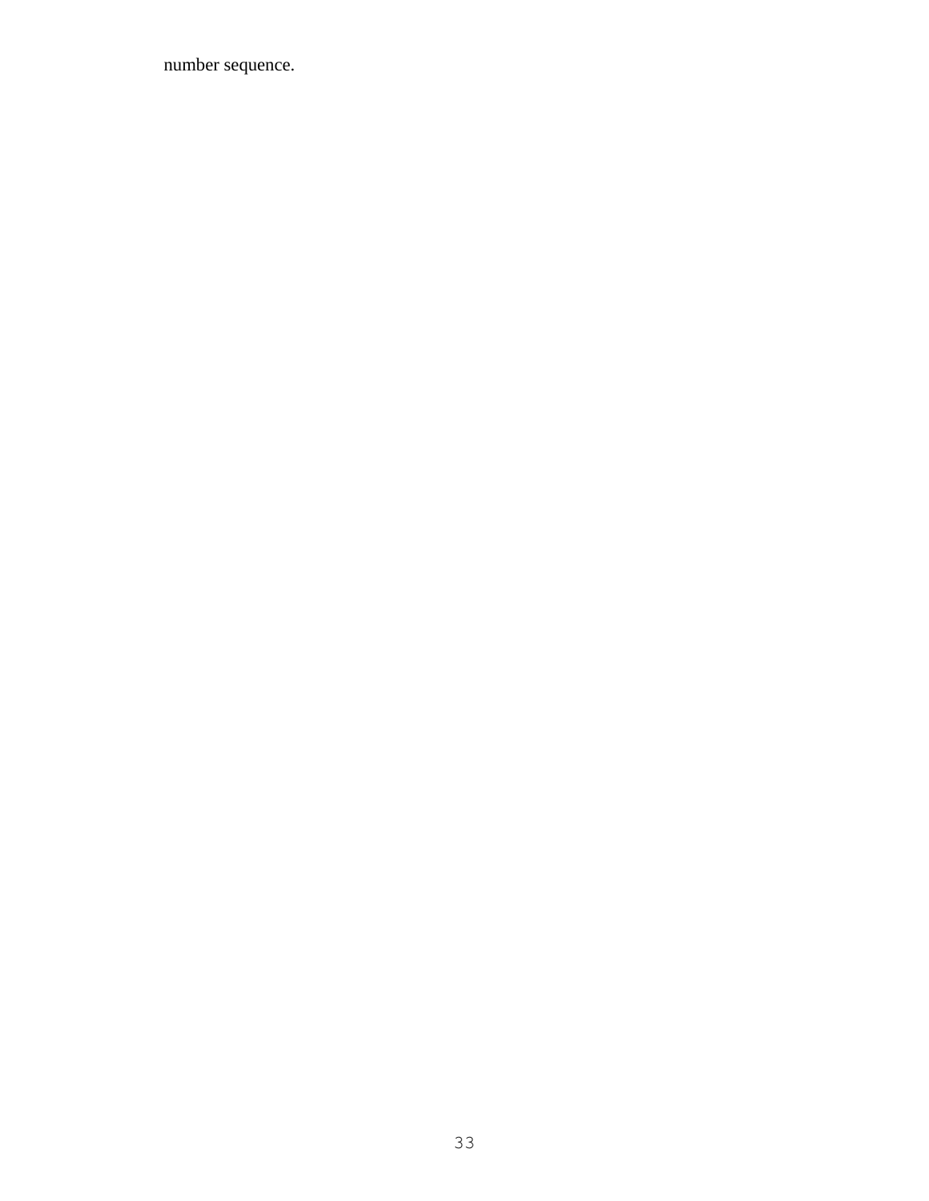number sequence.